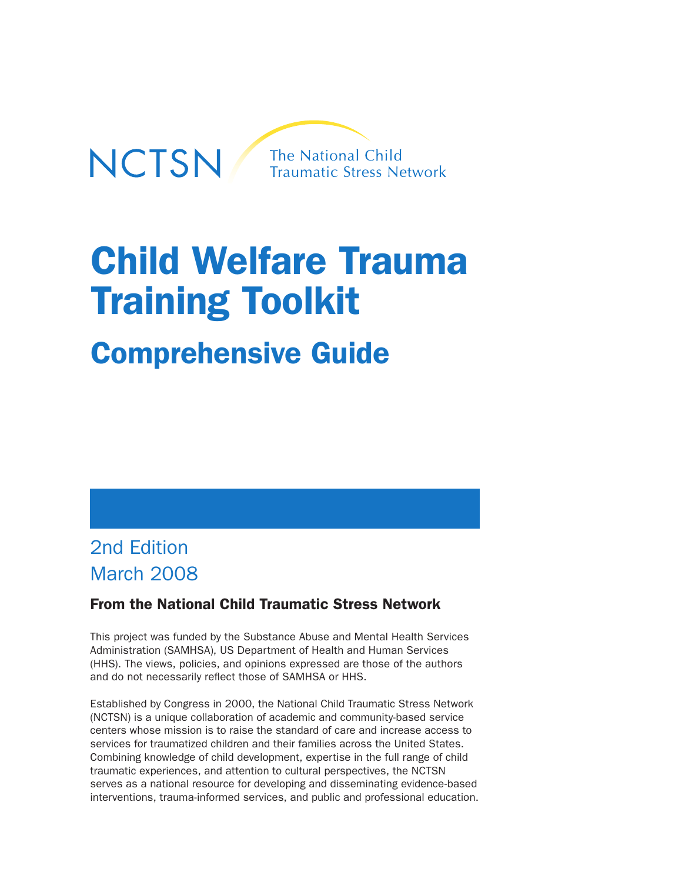NCTSN The National Child Traumatic Stress Network

# Child Welfare Trauma Training Toolkit

## Comprehensive Guide

2nd Edition
March 2008

**From the National Child Traumatic Stress Network**

This project was funded by the Substance Abuse and Mental Health Services Administration (SAMHSA), US Department of Health and Human Services (HHS). The views, policies, and opinions expressed are those of the authors and do not necessarily reflect those of SAMHSA or HHS.

Established by Congress in 2000, the National Child Traumatic Stress Network (NCTSN) is a unique collaboration of academic and community-based service centers whose mission is to raise the standard of care and increase access to services for traumatized children and their families across the United States. Combining knowledge of child development, expertise in the full range of child traumatic experiences, and attention to cultural perspectives, the NCTSN serves as a national resource for developing and disseminating evidence-based interventions, trauma-informed services, and public and professional education.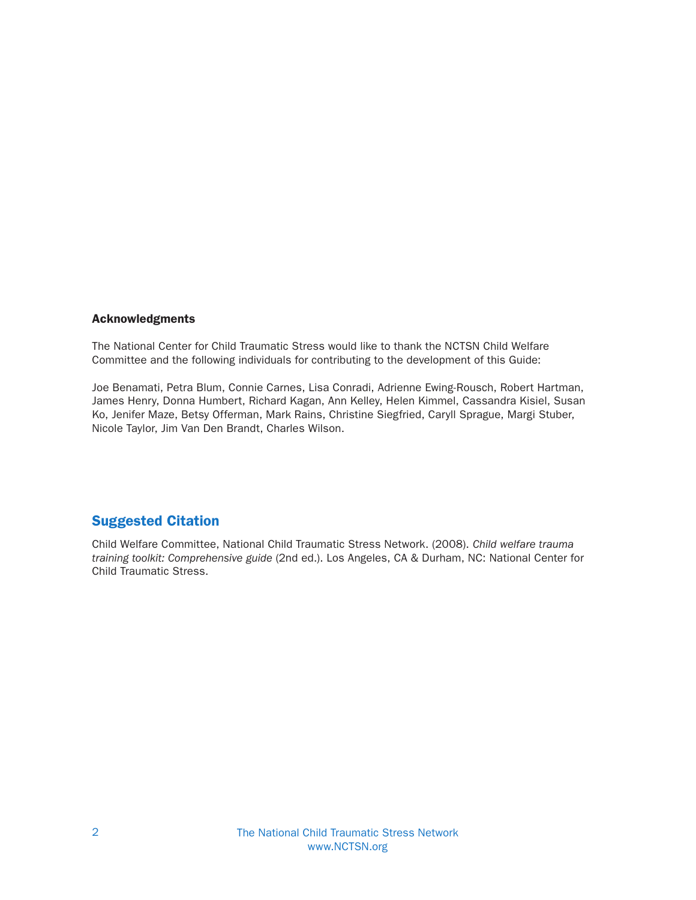**Acknowledgments**

The National Center for Child Traumatic Stress would like to thank the NCTSN Child Welfare Committee and the following individuals for contributing to the development of this Guide:

Joe Benamati, Petra Blum, Connie Carnes, Lisa Conradi, Adrienne Ewing-Rousch, Robert Hartman, James Henry, Donna Humbert, Richard Kagan, Ann Kelley, Helen Kimmel, Cassandra Kisiel, Susan Ko, Jenifer Maze, Betsy Offerman, Mark Rains, Christine Siegfried, Caryll Sprague, Margi Stuber, Nicole Taylor, Jim Van Den Brandt, Charles Wilson.

## Suggested Citation

Child Welfare Committee, National Child Traumatic Stress Network. (2008). *Child welfare trauma training toolkit: Comprehensive guide* (2nd ed.). Los Angeles, CA & Durham, NC: National Center for Child Traumatic Stress.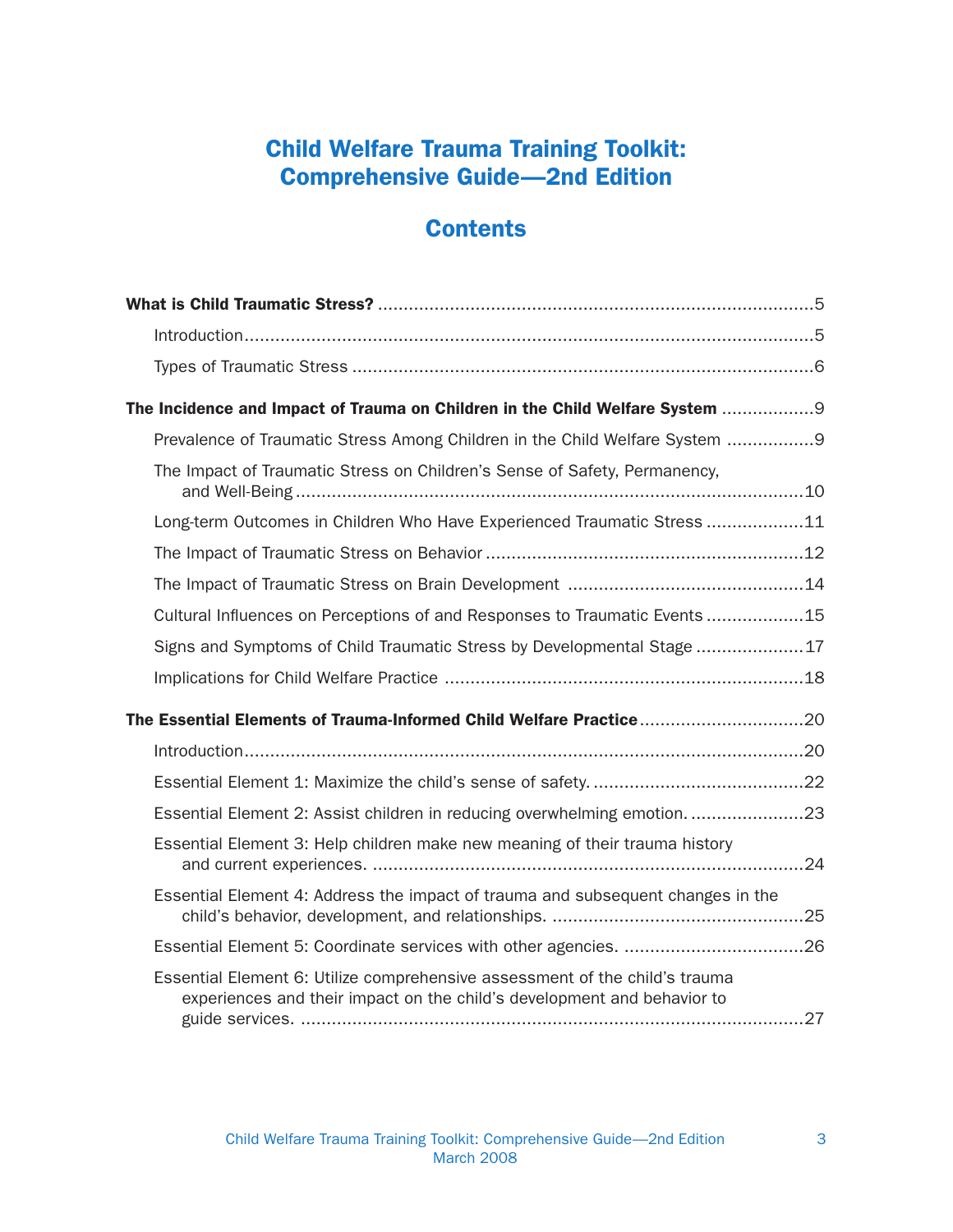# Child Welfare Trauma Training Toolkit: Comprehensive Guide—2nd Edition

## Contents

**What is Child Traumatic Stress?** .......... 5

- Introduction .......... 5
- Types of Traumatic Stress .......... 6

**The Incidence and Impact of Trauma on Children in the Child Welfare System** .......... 9

- Prevalence of Traumatic Stress Among Children in the Child Welfare System .......... 9
- The Impact of Traumatic Stress on Children's Sense of Safety, Permanency, and Well-Being .......... 10
- Long-term Outcomes in Children Who Have Experienced Traumatic Stress .......... 11
- The Impact of Traumatic Stress on Behavior .......... 12
- The Impact of Traumatic Stress on Brain Development .......... 14
- Cultural Influences on Perceptions of and Responses to Traumatic Events .......... 15
- Signs and Symptoms of Child Traumatic Stress by Developmental Stage .......... 17
- Implications for Child Welfare Practice .......... 18

**The Essential Elements of Trauma-Informed Child Welfare Practice** .......... 20

- Introduction .......... 20
- Essential Element 1: Maximize the child's sense of safety. .......... 22
- Essential Element 2: Assist children in reducing overwhelming emotion. .......... 23
- Essential Element 3: Help children make new meaning of their trauma history and current experiences. .......... 24
- Essential Element 4: Address the impact of trauma and subsequent changes in the child's behavior, development, and relationships. .......... 25
- Essential Element 5: Coordinate services with other agencies. .......... 26
- Essential Element 6: Utilize comprehensive assessment of the child's trauma experiences and their impact on the child's development and behavior to guide services. .......... 27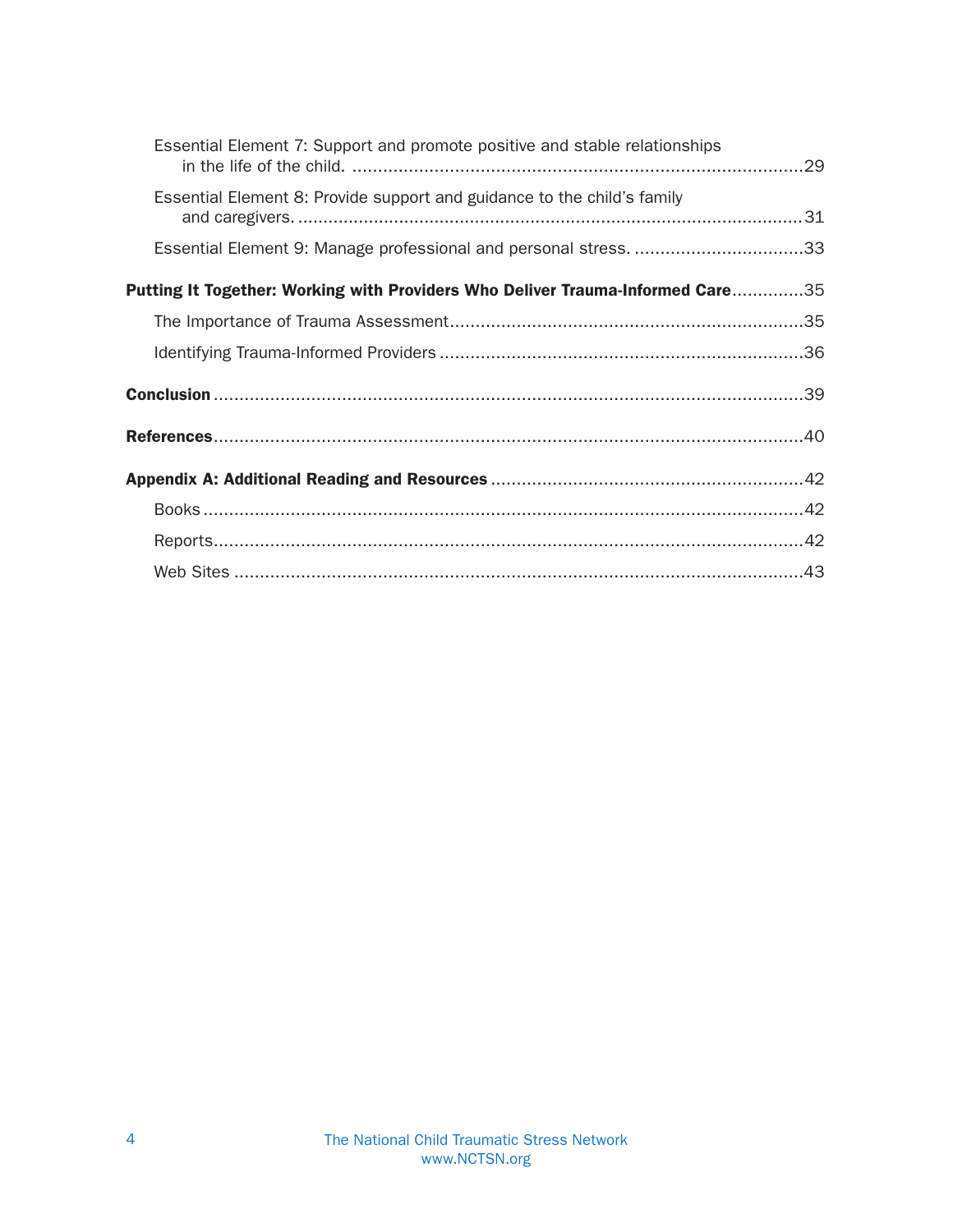Essential Element 7: Support and promote positive and stable relationships in the life of the child. ....29

Essential Element 8: Provide support and guidance to the child's family and caregivers. ....31

Essential Element 9: Manage professional and personal stress. ....33

**Putting It Together: Working with Providers Who Deliver Trauma-Informed Care**....35

The Importance of Trauma Assessment....35

Identifying Trauma-Informed Providers....36

**Conclusion**....39

**References**....40

**Appendix A: Additional Reading and Resources**....42

Books....42

Reports....42

Web Sites....43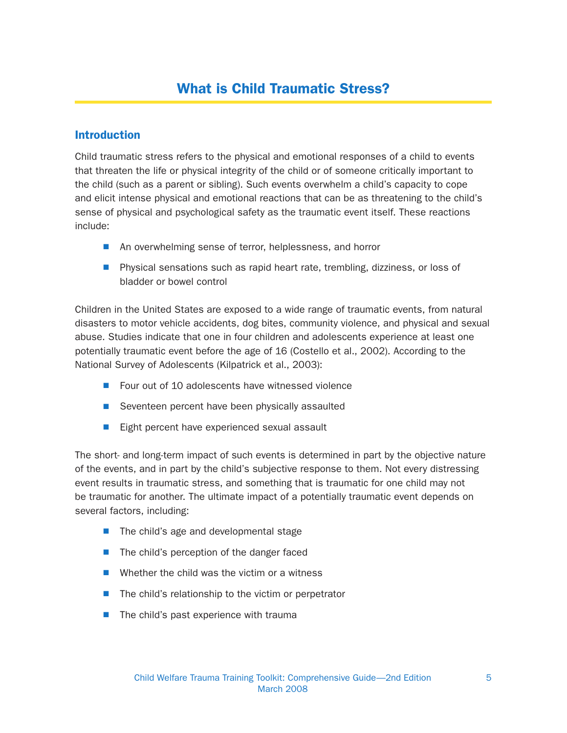# What is Child Traumatic Stress?

## Introduction

Child traumatic stress refers to the physical and emotional responses of a child to events that threaten the life or physical integrity of the child or of someone critically important to the child (such as a parent or sibling). Such events overwhelm a child's capacity to cope and elicit intense physical and emotional reactions that can be as threatening to the child's sense of physical and psychological safety as the traumatic event itself. These reactions include:

- An overwhelming sense of terror, helplessness, and horror
- Physical sensations such as rapid heart rate, trembling, dizziness, or loss of bladder or bowel control

Children in the United States are exposed to a wide range of traumatic events, from natural disasters to motor vehicle accidents, dog bites, community violence, and physical and sexual abuse. Studies indicate that one in four children and adolescents experience at least one potentially traumatic event before the age of 16 (Costello et al., 2002). According to the National Survey of Adolescents (Kilpatrick et al., 2003):

- Four out of 10 adolescents have witnessed violence
- Seventeen percent have been physically assaulted
- Eight percent have experienced sexual assault

The short- and long-term impact of such events is determined in part by the objective nature of the events, and in part by the child's subjective response to them. Not every distressing event results in traumatic stress, and something that is traumatic for one child may not be traumatic for another. The ultimate impact of a potentially traumatic event depends on several factors, including:

- The child's age and developmental stage
- The child's perception of the danger faced
- Whether the child was the victim or a witness
- The child's relationship to the victim or perpetrator
- The child's past experience with trauma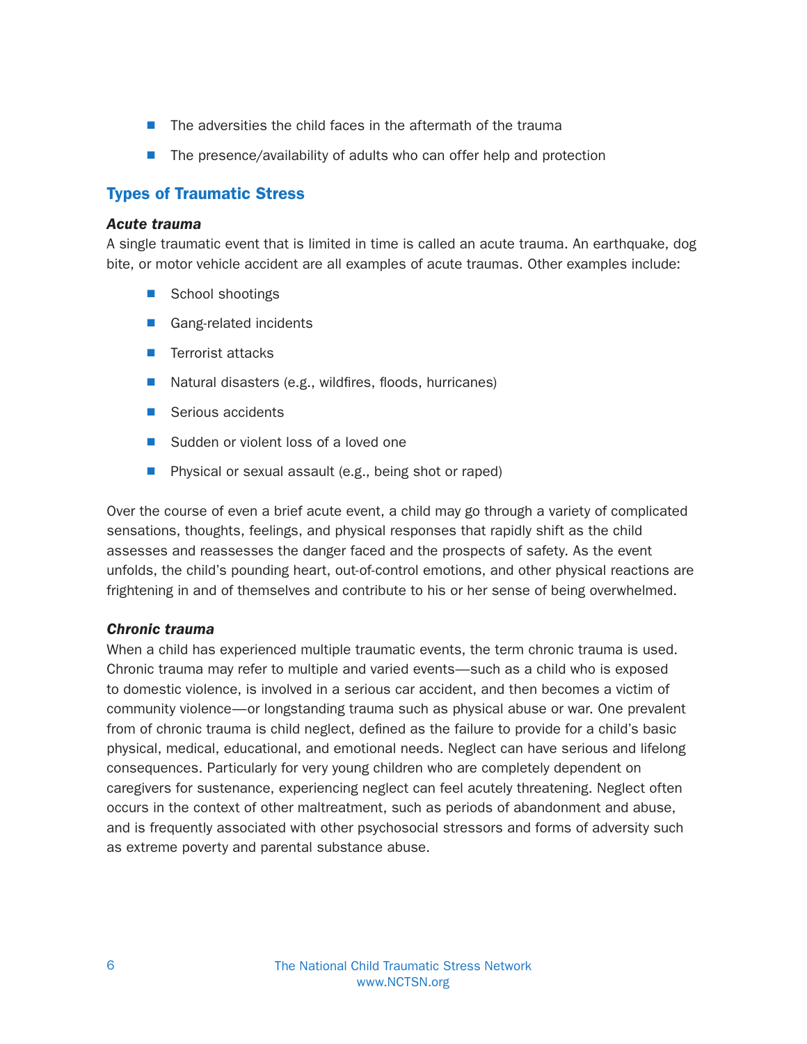- The adversities the child faces in the aftermath of the trauma
- The presence/availability of adults who can offer help and protection

## Types of Traumatic Stress

### *Acute trauma*

A single traumatic event that is limited in time is called an acute trauma. An earthquake, dog bite, or motor vehicle accident are all examples of acute traumas. Other examples include:

- School shootings
- Gang-related incidents
- Terrorist attacks
- Natural disasters (e.g., wildfires, floods, hurricanes)
- Serious accidents
- Sudden or violent loss of a loved one
- Physical or sexual assault (e.g., being shot or raped)

Over the course of even a brief acute event, a child may go through a variety of complicated sensations, thoughts, feelings, and physical responses that rapidly shift as the child assesses and reassesses the danger faced and the prospects of safety. As the event unfolds, the child's pounding heart, out-of-control emotions, and other physical reactions are frightening in and of themselves and contribute to his or her sense of being overwhelmed.

### *Chronic trauma*

When a child has experienced multiple traumatic events, the term chronic trauma is used. Chronic trauma may refer to multiple and varied events—such as a child who is exposed to domestic violence, is involved in a serious car accident, and then becomes a victim of community violence—or longstanding trauma such as physical abuse or war. One prevalent from of chronic trauma is child neglect, defined as the failure to provide for a child's basic physical, medical, educational, and emotional needs. Neglect can have serious and lifelong consequences. Particularly for very young children who are completely dependent on caregivers for sustenance, experiencing neglect can feel acutely threatening. Neglect often occurs in the context of other maltreatment, such as periods of abandonment and abuse, and is frequently associated with other psychosocial stressors and forms of adversity such as extreme poverty and parental substance abuse.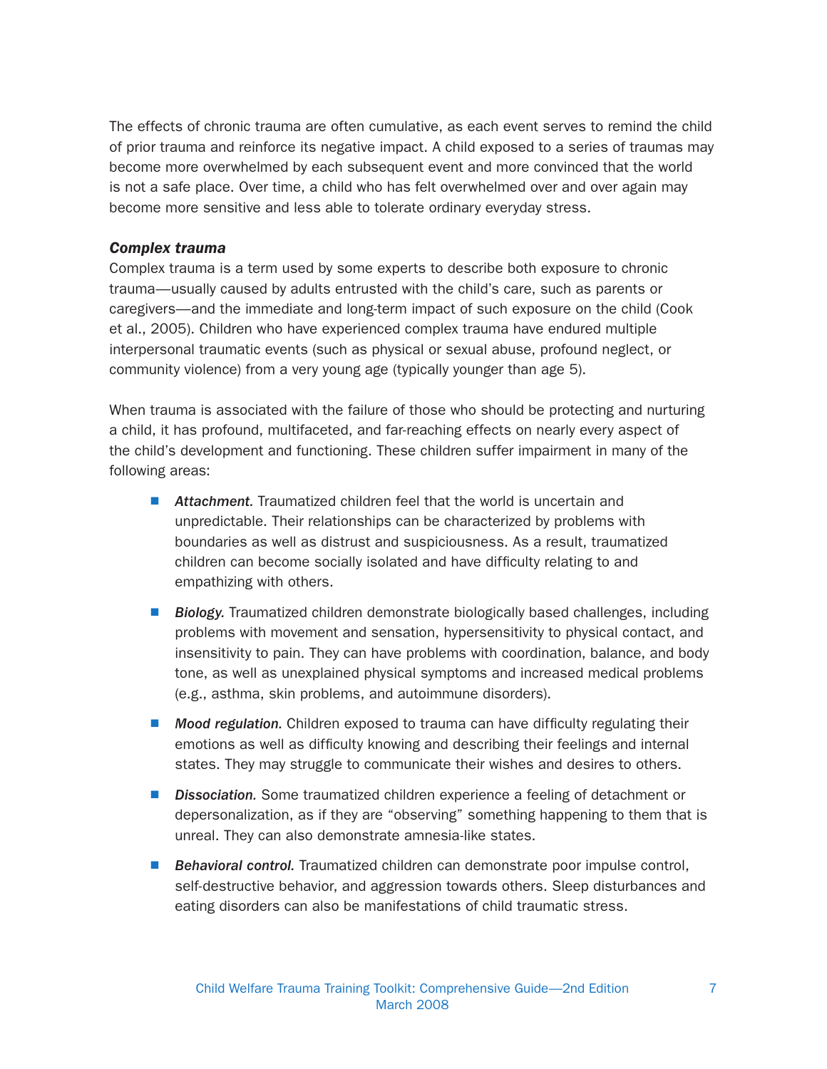The effects of chronic trauma are often cumulative, as each event serves to remind the child of prior trauma and reinforce its negative impact. A child exposed to a series of traumas may become more overwhelmed by each subsequent event and more convinced that the world is not a safe place. Over time, a child who has felt overwhelmed over and over again may become more sensitive and less able to tolerate ordinary everyday stress.

***Complex trauma***

Complex trauma is a term used by some experts to describe both exposure to chronic trauma—usually caused by adults entrusted with the child's care, such as parents or caregivers—and the immediate and long-term impact of such exposure on the child (Cook et al., 2005). Children who have experienced complex trauma have endured multiple interpersonal traumatic events (such as physical or sexual abuse, profound neglect, or community violence) from a very young age (typically younger than age 5).

When trauma is associated with the failure of those who should be protecting and nurturing a child, it has profound, multifaceted, and far-reaching effects on nearly every aspect of the child's development and functioning. These children suffer impairment in many of the following areas:

- ***Attachment.*** Traumatized children feel that the world is uncertain and unpredictable. Their relationships can be characterized by problems with boundaries as well as distrust and suspiciousness. As a result, traumatized children can become socially isolated and have difficulty relating to and empathizing with others.
- ***Biology.*** Traumatized children demonstrate biologically based challenges, including problems with movement and sensation, hypersensitivity to physical contact, and insensitivity to pain. They can have problems with coordination, balance, and body tone, as well as unexplained physical symptoms and increased medical problems (e.g., asthma, skin problems, and autoimmune disorders).
- ***Mood regulation.*** Children exposed to trauma can have difficulty regulating their emotions as well as difficulty knowing and describing their feelings and internal states. They may struggle to communicate their wishes and desires to others.
- ***Dissociation.*** Some traumatized children experience a feeling of detachment or depersonalization, as if they are "observing" something happening to them that is unreal. They can also demonstrate amnesia-like states.
- ***Behavioral control.*** Traumatized children can demonstrate poor impulse control, self-destructive behavior, and aggression towards others. Sleep disturbances and eating disorders can also be manifestations of child traumatic stress.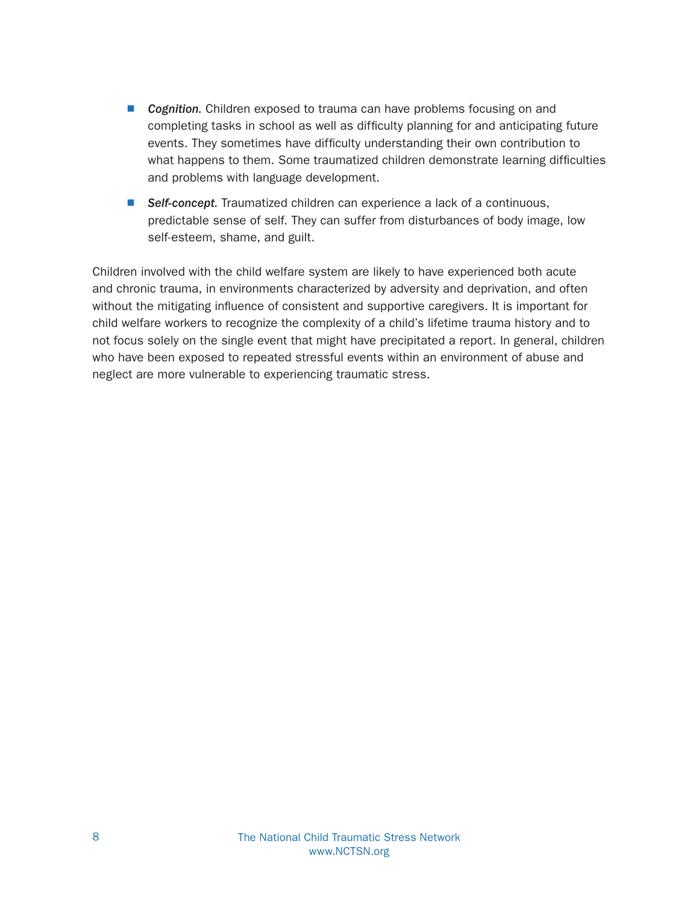- ***Cognition.*** Children exposed to trauma can have problems focusing on and completing tasks in school as well as difficulty planning for and anticipating future events. They sometimes have difficulty understanding their own contribution to what happens to them. Some traumatized children demonstrate learning difficulties and problems with language development.
- ***Self-concept.*** Traumatized children can experience a lack of a continuous, predictable sense of self. They can suffer from disturbances of body image, low self-esteem, shame, and guilt.

Children involved with the child welfare system are likely to have experienced both acute and chronic trauma, in environments characterized by adversity and deprivation, and often without the mitigating influence of consistent and supportive caregivers. It is important for child welfare workers to recognize the complexity of a child's lifetime trauma history and to not focus solely on the single event that might have precipitated a report. In general, children who have been exposed to repeated stressful events within an environment of abuse and neglect are more vulnerable to experiencing traumatic stress.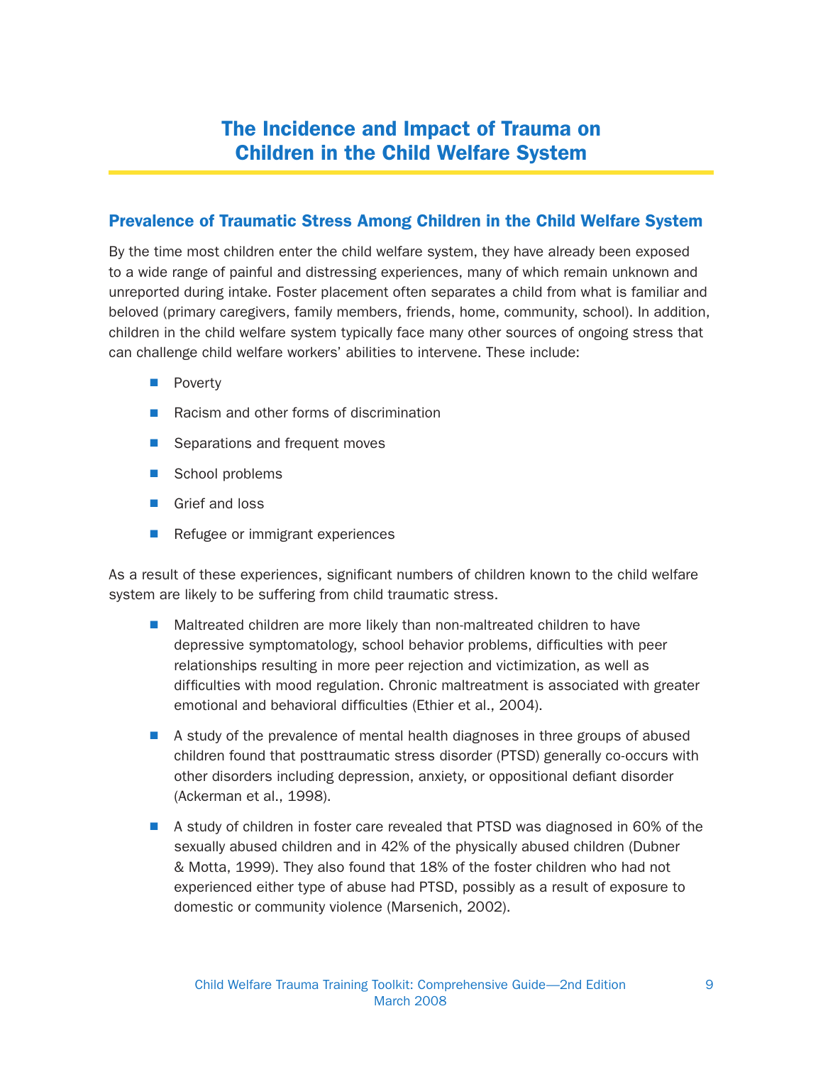# The Incidence and Impact of Trauma on Children in the Child Welfare System

## Prevalence of Traumatic Stress Among Children in the Child Welfare System

By the time most children enter the child welfare system, they have already been exposed to a wide range of painful and distressing experiences, many of which remain unknown and unreported during intake. Foster placement often separates a child from what is familiar and beloved (primary caregivers, family members, friends, home, community, school). In addition, children in the child welfare system typically face many other sources of ongoing stress that can challenge child welfare workers' abilities to intervene. These include:

- Poverty
- Racism and other forms of discrimination
- Separations and frequent moves
- School problems
- Grief and loss
- Refugee or immigrant experiences

As a result of these experiences, significant numbers of children known to the child welfare system are likely to be suffering from child traumatic stress.

- Maltreated children are more likely than non-maltreated children to have depressive symptomatology, school behavior problems, difficulties with peer relationships resulting in more peer rejection and victimization, as well as difficulties with mood regulation. Chronic maltreatment is associated with greater emotional and behavioral difficulties (Ethier et al., 2004).
- A study of the prevalence of mental health diagnoses in three groups of abused children found that posttraumatic stress disorder (PTSD) generally co-occurs with other disorders including depression, anxiety, or oppositional defiant disorder (Ackerman et al., 1998).
- A study of children in foster care revealed that PTSD was diagnosed in 60% of the sexually abused children and in 42% of the physically abused children (Dubner & Motta, 1999). They also found that 18% of the foster children who had not experienced either type of abuse had PTSD, possibly as a result of exposure to domestic or community violence (Marsenich, 2002).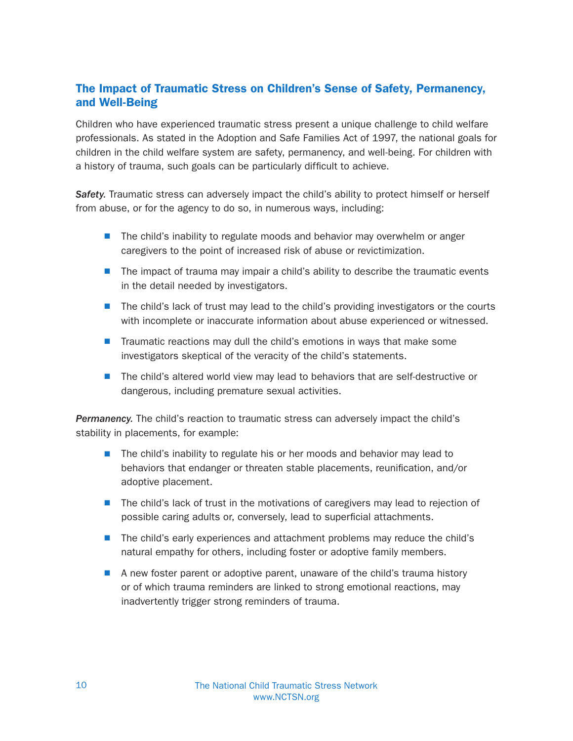## The Impact of Traumatic Stress on Children's Sense of Safety, Permanency, and Well-Being

Children who have experienced traumatic stress present a unique challenge to child welfare professionals. As stated in the Adoption and Safe Families Act of 1997, the national goals for children in the child welfare system are safety, permanency, and well-being. For children with a history of trauma, such goals can be particularly difficult to achieve.

***Safety.*** Traumatic stress can adversely impact the child's ability to protect himself or herself from abuse, or for the agency to do so, in numerous ways, including:

- The child's inability to regulate moods and behavior may overwhelm or anger caregivers to the point of increased risk of abuse or revictimization.
- The impact of trauma may impair a child's ability to describe the traumatic events in the detail needed by investigators.
- The child's lack of trust may lead to the child's providing investigators or the courts with incomplete or inaccurate information about abuse experienced or witnessed.
- Traumatic reactions may dull the child's emotions in ways that make some investigators skeptical of the veracity of the child's statements.
- The child's altered world view may lead to behaviors that are self-destructive or dangerous, including premature sexual activities.

***Permanency.*** The child's reaction to traumatic stress can adversely impact the child's stability in placements, for example:

- The child's inability to regulate his or her moods and behavior may lead to behaviors that endanger or threaten stable placements, reunification, and/or adoptive placement.
- The child's lack of trust in the motivations of caregivers may lead to rejection of possible caring adults or, conversely, lead to superficial attachments.
- The child's early experiences and attachment problems may reduce the child's natural empathy for others, including foster or adoptive family members.
- A new foster parent or adoptive parent, unaware of the child's trauma history or of which trauma reminders are linked to strong emotional reactions, may inadvertently trigger strong reminders of trauma.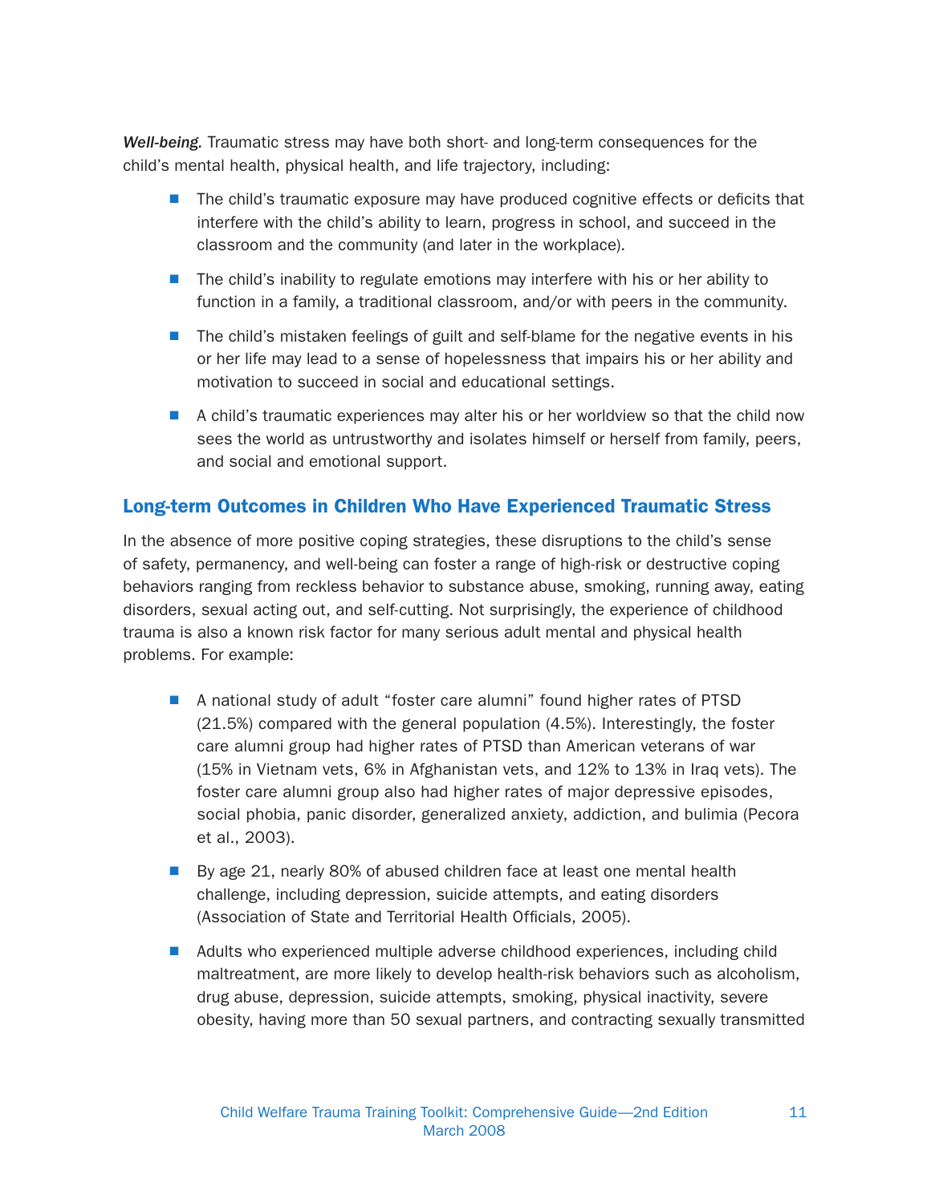***Well-being.*** Traumatic stress may have both short- and long-term consequences for the child's mental health, physical health, and life trajectory, including:

- The child's traumatic exposure may have produced cognitive effects or deficits that interfere with the child's ability to learn, progress in school, and succeed in the classroom and the community (and later in the workplace).
- The child's inability to regulate emotions may interfere with his or her ability to function in a family, a traditional classroom, and/or with peers in the community.
- The child's mistaken feelings of guilt and self-blame for the negative events in his or her life may lead to a sense of hopelessness that impairs his or her ability and motivation to succeed in social and educational settings.
- A child's traumatic experiences may alter his or her worldview so that the child now sees the world as untrustworthy and isolates himself or herself from family, peers, and social and emotional support.

## Long-term Outcomes in Children Who Have Experienced Traumatic Stress

In the absence of more positive coping strategies, these disruptions to the child's sense of safety, permanency, and well-being can foster a range of high-risk or destructive coping behaviors ranging from reckless behavior to substance abuse, smoking, running away, eating disorders, sexual acting out, and self-cutting. Not surprisingly, the experience of childhood trauma is also a known risk factor for many serious adult mental and physical health problems. For example:

- A national study of adult "foster care alumni" found higher rates of PTSD (21.5%) compared with the general population (4.5%). Interestingly, the foster care alumni group had higher rates of PTSD than American veterans of war (15% in Vietnam vets, 6% in Afghanistan vets, and 12% to 13% in Iraq vets). The foster care alumni group also had higher rates of major depressive episodes, social phobia, panic disorder, generalized anxiety, addiction, and bulimia (Pecora et al., 2003).
- By age 21, nearly 80% of abused children face at least one mental health challenge, including depression, suicide attempts, and eating disorders (Association of State and Territorial Health Officials, 2005).
- Adults who experienced multiple adverse childhood experiences, including child maltreatment, are more likely to develop health-risk behaviors such as alcoholism, drug abuse, depression, suicide attempts, smoking, physical inactivity, severe obesity, having more than 50 sexual partners, and contracting sexually transmitted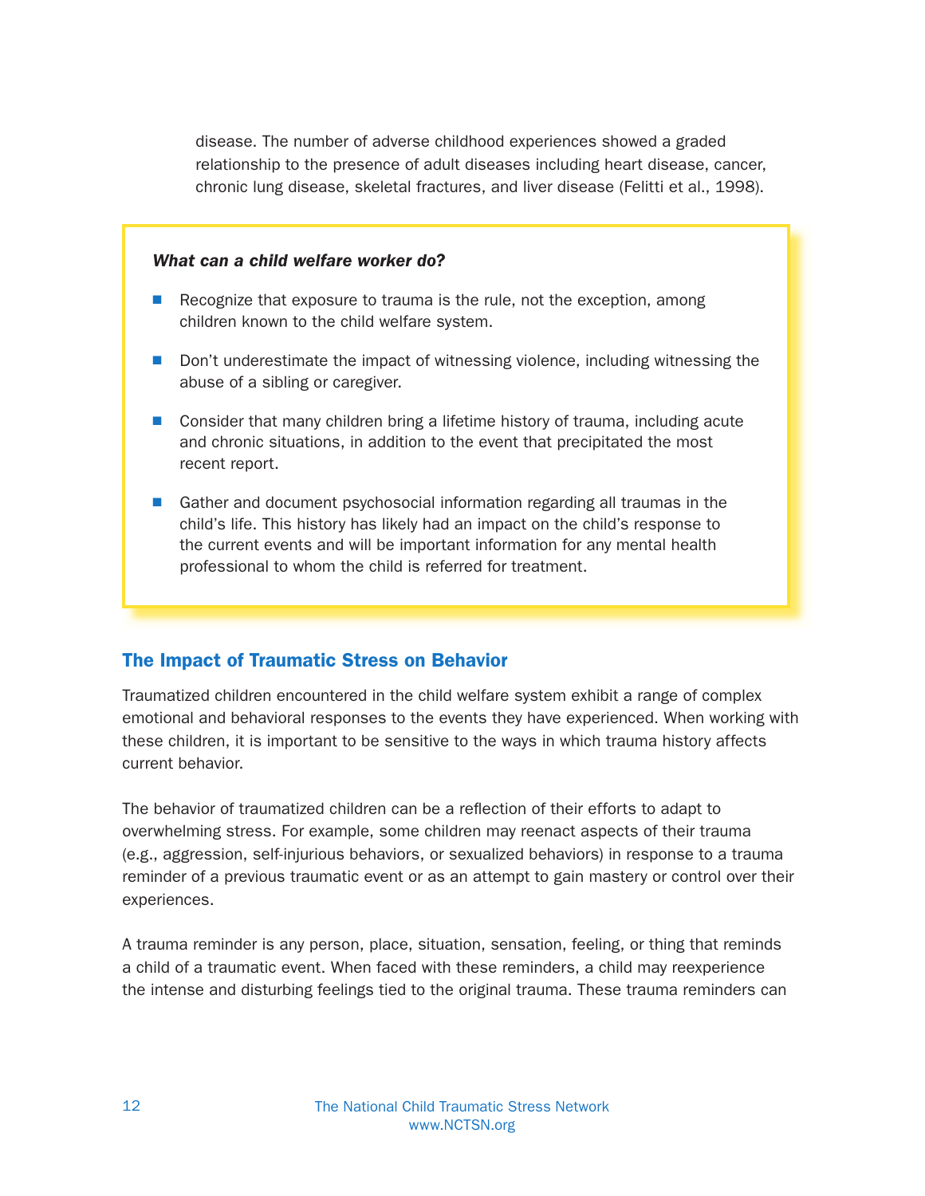disease. The number of adverse childhood experiences showed a graded relationship to the presence of adult diseases including heart disease, cancer, chronic lung disease, skeletal fractures, and liver disease (Felitti et al., 1998).

***What can a child welfare worker do?***

- Recognize that exposure to trauma is the rule, not the exception, among children known to the child welfare system.
- Don't underestimate the impact of witnessing violence, including witnessing the abuse of a sibling or caregiver.
- Consider that many children bring a lifetime history of trauma, including acute and chronic situations, in addition to the event that precipitated the most recent report.
- Gather and document psychosocial information regarding all traumas in the child's life. This history has likely had an impact on the child's response to the current events and will be important information for any mental health professional to whom the child is referred for treatment.

## The Impact of Traumatic Stress on Behavior

Traumatized children encountered in the child welfare system exhibit a range of complex emotional and behavioral responses to the events they have experienced. When working with these children, it is important to be sensitive to the ways in which trauma history affects current behavior.

The behavior of traumatized children can be a reflection of their efforts to adapt to overwhelming stress. For example, some children may reenact aspects of their trauma (e.g., aggression, self-injurious behaviors, or sexualized behaviors) in response to a trauma reminder of a previous traumatic event or as an attempt to gain mastery or control over their experiences.

A trauma reminder is any person, place, situation, sensation, feeling, or thing that reminds a child of a traumatic event. When faced with these reminders, a child may reexperience the intense and disturbing feelings tied to the original trauma. These trauma reminders can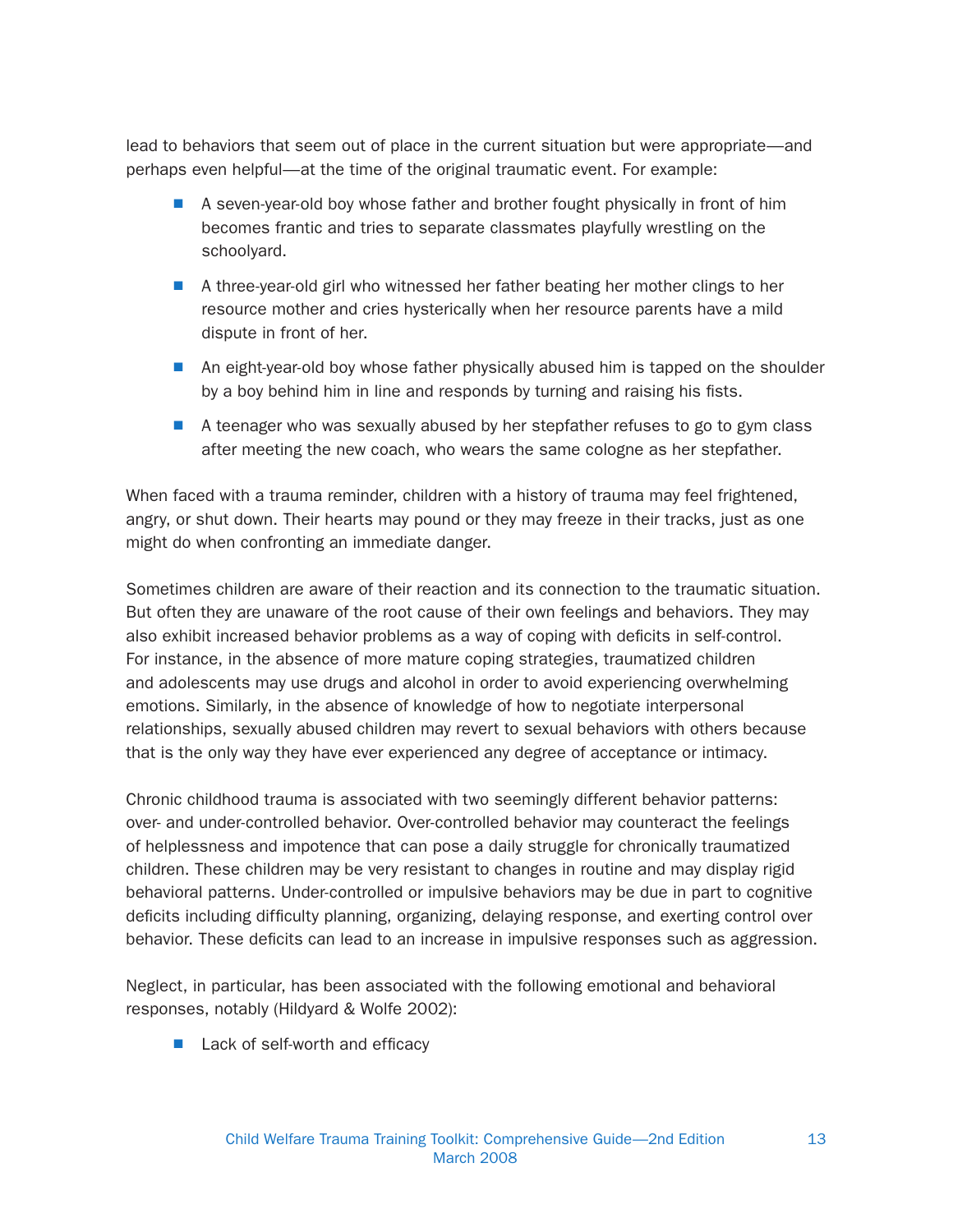lead to behaviors that seem out of place in the current situation but were appropriate—and perhaps even helpful—at the time of the original traumatic event. For example:

- A seven-year-old boy whose father and brother fought physically in front of him becomes frantic and tries to separate classmates playfully wrestling on the schoolyard.
- A three-year-old girl who witnessed her father beating her mother clings to her resource mother and cries hysterically when her resource parents have a mild dispute in front of her.
- An eight-year-old boy whose father physically abused him is tapped on the shoulder by a boy behind him in line and responds by turning and raising his fists.
- A teenager who was sexually abused by her stepfather refuses to go to gym class after meeting the new coach, who wears the same cologne as her stepfather.

When faced with a trauma reminder, children with a history of trauma may feel frightened, angry, or shut down. Their hearts may pound or they may freeze in their tracks, just as one might do when confronting an immediate danger.

Sometimes children are aware of their reaction and its connection to the traumatic situation. But often they are unaware of the root cause of their own feelings and behaviors. They may also exhibit increased behavior problems as a way of coping with deficits in self-control. For instance, in the absence of more mature coping strategies, traumatized children and adolescents may use drugs and alcohol in order to avoid experiencing overwhelming emotions. Similarly, in the absence of knowledge of how to negotiate interpersonal relationships, sexually abused children may revert to sexual behaviors with others because that is the only way they have ever experienced any degree of acceptance or intimacy.

Chronic childhood trauma is associated with two seemingly different behavior patterns: over- and under-controlled behavior. Over-controlled behavior may counteract the feelings of helplessness and impotence that can pose a daily struggle for chronically traumatized children. These children may be very resistant to changes in routine and may display rigid behavioral patterns. Under-controlled or impulsive behaviors may be due in part to cognitive deficits including difficulty planning, organizing, delaying response, and exerting control over behavior. These deficits can lead to an increase in impulsive responses such as aggression.

Neglect, in particular, has been associated with the following emotional and behavioral responses, notably (Hildyard & Wolfe 2002):

- Lack of self-worth and efficacy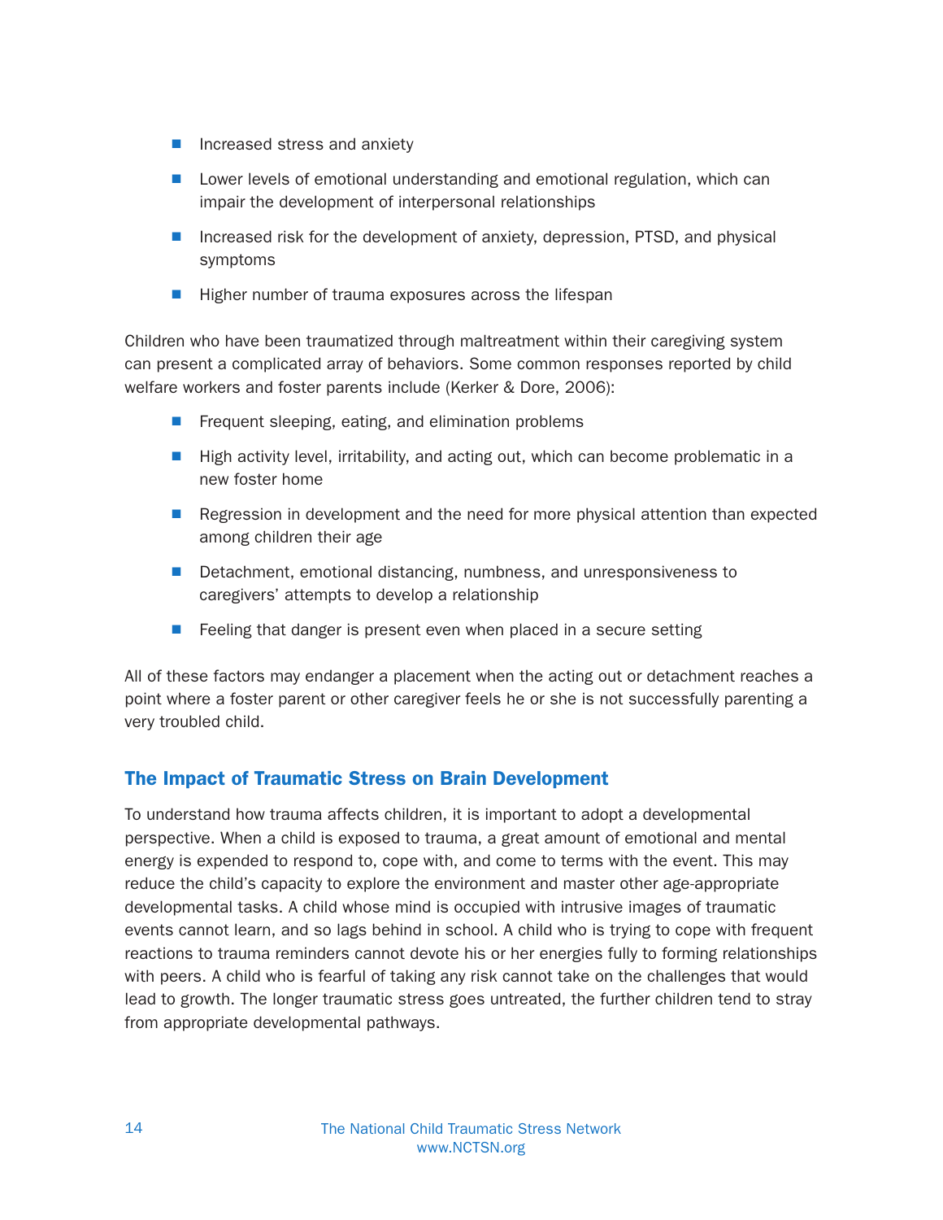- Increased stress and anxiety
- Lower levels of emotional understanding and emotional regulation, which can impair the development of interpersonal relationships
- Increased risk for the development of anxiety, depression, PTSD, and physical symptoms
- Higher number of trauma exposures across the lifespan

Children who have been traumatized through maltreatment within their caregiving system can present a complicated array of behaviors. Some common responses reported by child welfare workers and foster parents include (Kerker & Dore, 2006):

- Frequent sleeping, eating, and elimination problems
- High activity level, irritability, and acting out, which can become problematic in a new foster home
- Regression in development and the need for more physical attention than expected among children their age
- Detachment, emotional distancing, numbness, and unresponsiveness to caregivers' attempts to develop a relationship
- Feeling that danger is present even when placed in a secure setting

All of these factors may endanger a placement when the acting out or detachment reaches a point where a foster parent or other caregiver feels he or she is not successfully parenting a very troubled child.

## The Impact of Traumatic Stress on Brain Development

To understand how trauma affects children, it is important to adopt a developmental perspective. When a child is exposed to trauma, a great amount of emotional and mental energy is expended to respond to, cope with, and come to terms with the event. This may reduce the child's capacity to explore the environment and master other age-appropriate developmental tasks. A child whose mind is occupied with intrusive images of traumatic events cannot learn, and so lags behind in school. A child who is trying to cope with frequent reactions to trauma reminders cannot devote his or her energies fully to forming relationships with peers. A child who is fearful of taking any risk cannot take on the challenges that would lead to growth. The longer traumatic stress goes untreated, the further children tend to stray from appropriate developmental pathways.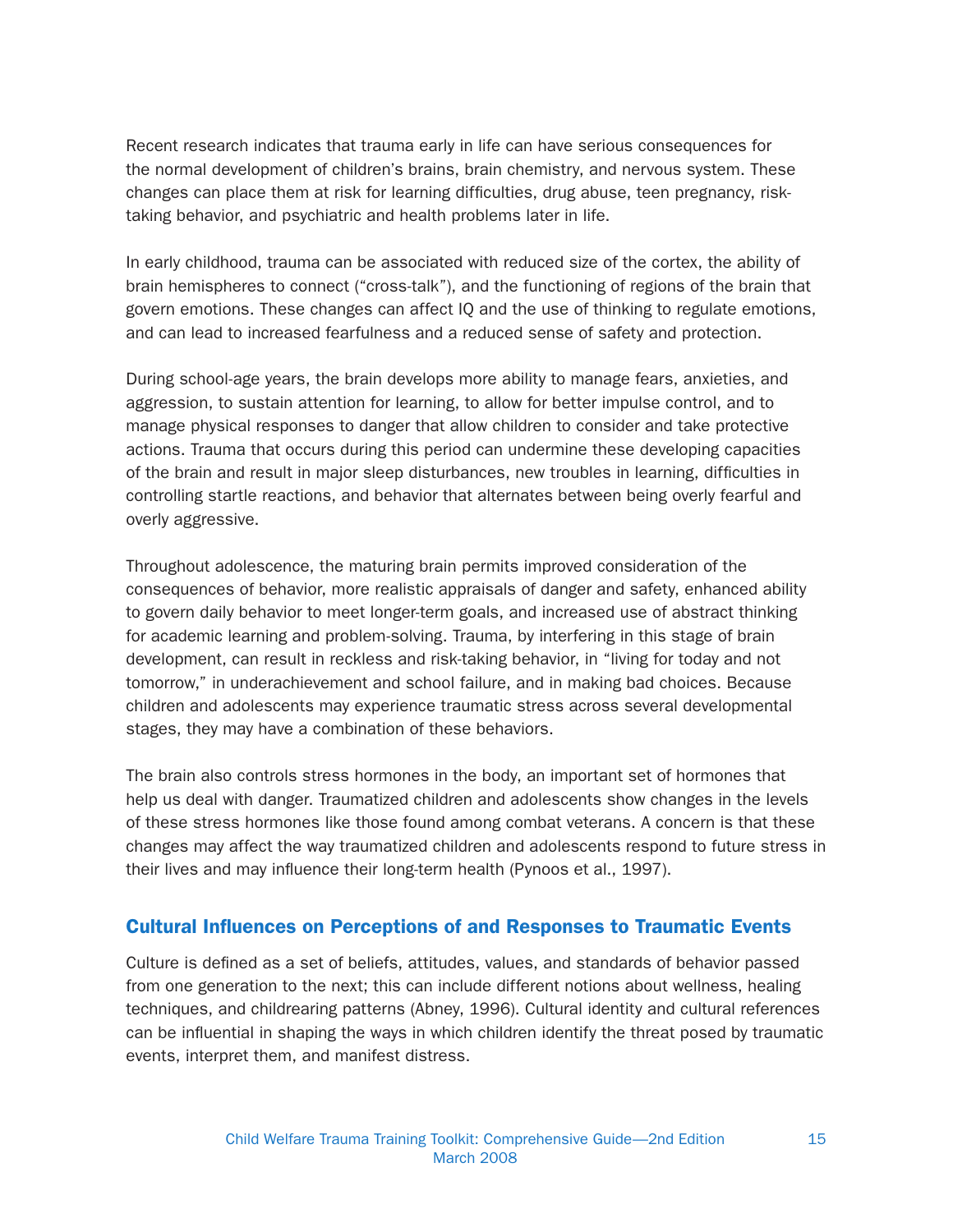Recent research indicates that trauma early in life can have serious consequences for the normal development of children's brains, brain chemistry, and nervous system. These changes can place them at risk for learning difficulties, drug abuse, teen pregnancy, risk-taking behavior, and psychiatric and health problems later in life.

In early childhood, trauma can be associated with reduced size of the cortex, the ability of brain hemispheres to connect ("cross-talk"), and the functioning of regions of the brain that govern emotions. These changes can affect IQ and the use of thinking to regulate emotions, and can lead to increased fearfulness and a reduced sense of safety and protection.

During school-age years, the brain develops more ability to manage fears, anxieties, and aggression, to sustain attention for learning, to allow for better impulse control, and to manage physical responses to danger that allow children to consider and take protective actions. Trauma that occurs during this period can undermine these developing capacities of the brain and result in major sleep disturbances, new troubles in learning, difficulties in controlling startle reactions, and behavior that alternates between being overly fearful and overly aggressive.

Throughout adolescence, the maturing brain permits improved consideration of the consequences of behavior, more realistic appraisals of danger and safety, enhanced ability to govern daily behavior to meet longer-term goals, and increased use of abstract thinking for academic learning and problem-solving. Trauma, by interfering in this stage of brain development, can result in reckless and risk-taking behavior, in "living for today and not tomorrow," in underachievement and school failure, and in making bad choices. Because children and adolescents may experience traumatic stress across several developmental stages, they may have a combination of these behaviors.

The brain also controls stress hormones in the body, an important set of hormones that help us deal with danger. Traumatized children and adolescents show changes in the levels of these stress hormones like those found among combat veterans. A concern is that these changes may affect the way traumatized children and adolescents respond to future stress in their lives and may influence their long-term health (Pynoos et al., 1997).

## Cultural Influences on Perceptions of and Responses to Traumatic Events

Culture is defined as a set of beliefs, attitudes, values, and standards of behavior passed from one generation to the next; this can include different notions about wellness, healing techniques, and childrearing patterns (Abney, 1996). Cultural identity and cultural references can be influential in shaping the ways in which children identify the threat posed by traumatic events, interpret them, and manifest distress.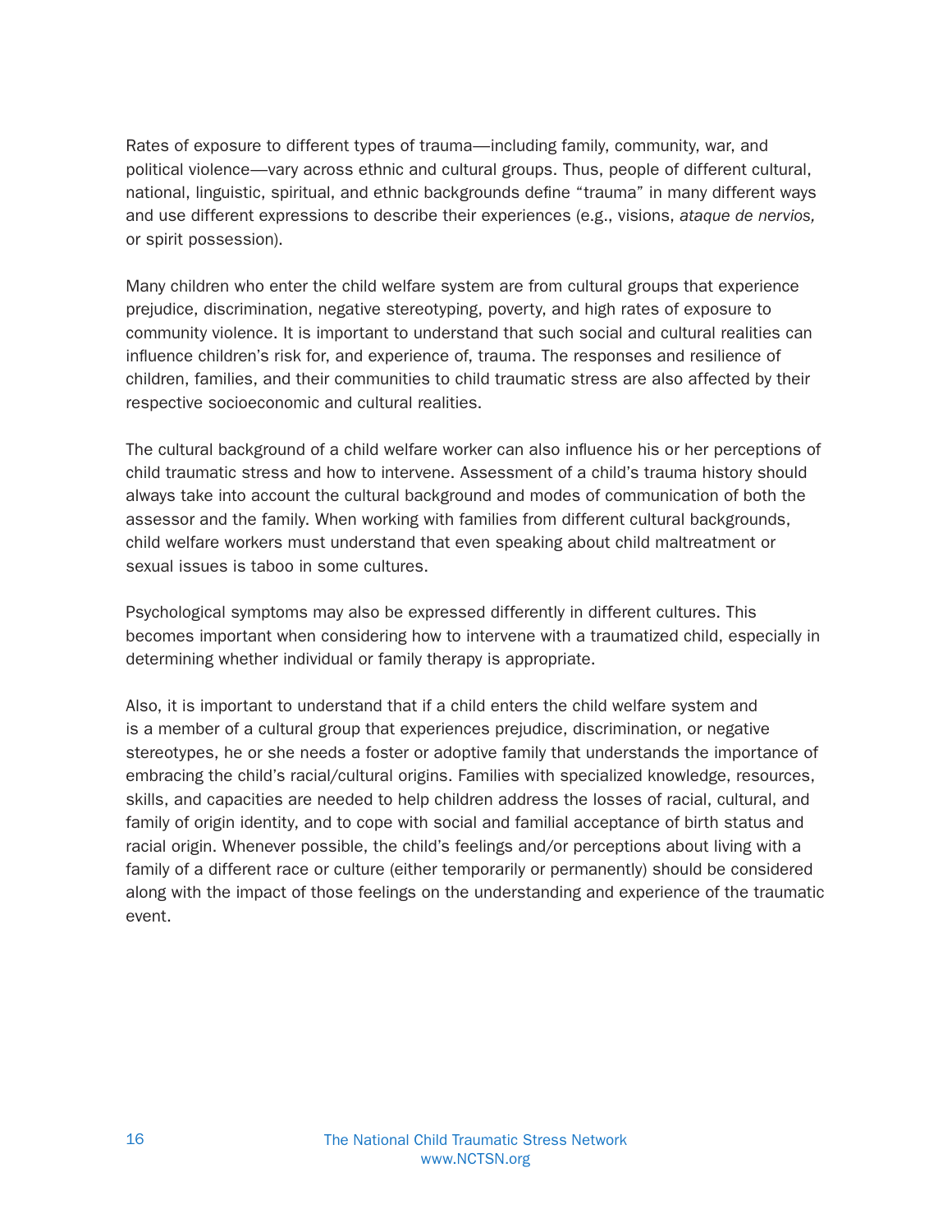Rates of exposure to different types of trauma—including family, community, war, and political violence—vary across ethnic and cultural groups. Thus, people of different cultural, national, linguistic, spiritual, and ethnic backgrounds define "trauma" in many different ways and use different expressions to describe their experiences (e.g., visions, *ataque de nervios,* or spirit possession).

Many children who enter the child welfare system are from cultural groups that experience prejudice, discrimination, negative stereotyping, poverty, and high rates of exposure to community violence. It is important to understand that such social and cultural realities can influence children's risk for, and experience of, trauma. The responses and resilience of children, families, and their communities to child traumatic stress are also affected by their respective socioeconomic and cultural realities.

The cultural background of a child welfare worker can also influence his or her perceptions of child traumatic stress and how to intervene. Assessment of a child's trauma history should always take into account the cultural background and modes of communication of both the assessor and the family. When working with families from different cultural backgrounds, child welfare workers must understand that even speaking about child maltreatment or sexual issues is taboo in some cultures.

Psychological symptoms may also be expressed differently in different cultures. This becomes important when considering how to intervene with a traumatized child, especially in determining whether individual or family therapy is appropriate.

Also, it is important to understand that if a child enters the child welfare system and is a member of a cultural group that experiences prejudice, discrimination, or negative stereotypes, he or she needs a foster or adoptive family that understands the importance of embracing the child's racial/cultural origins. Families with specialized knowledge, resources, skills, and capacities are needed to help children address the losses of racial, cultural, and family of origin identity, and to cope with social and familial acceptance of birth status and racial origin. Whenever possible, the child's feelings and/or perceptions about living with a family of a different race or culture (either temporarily or permanently) should be considered along with the impact of those feelings on the understanding and experience of the traumatic event.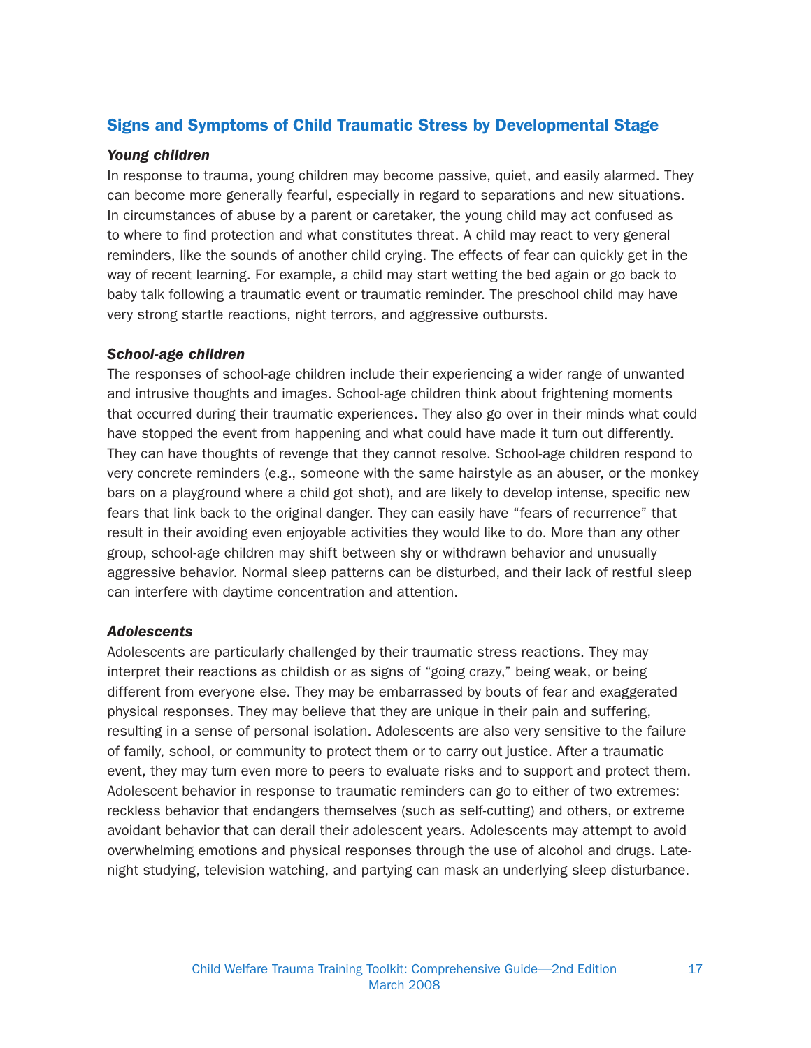## Signs and Symptoms of Child Traumatic Stress by Developmental Stage

### *Young children*

In response to trauma, young children may become passive, quiet, and easily alarmed. They can become more generally fearful, especially in regard to separations and new situations. In circumstances of abuse by a parent or caretaker, the young child may act confused as to where to find protection and what constitutes threat. A child may react to very general reminders, like the sounds of another child crying. The effects of fear can quickly get in the way of recent learning. For example, a child may start wetting the bed again or go back to baby talk following a traumatic event or traumatic reminder. The preschool child may have very strong startle reactions, night terrors, and aggressive outbursts.

### *School-age children*

The responses of school-age children include their experiencing a wider range of unwanted and intrusive thoughts and images. School-age children think about frightening moments that occurred during their traumatic experiences. They also go over in their minds what could have stopped the event from happening and what could have made it turn out differently. They can have thoughts of revenge that they cannot resolve. School-age children respond to very concrete reminders (e.g., someone with the same hairstyle as an abuser, or the monkey bars on a playground where a child got shot), and are likely to develop intense, specific new fears that link back to the original danger. They can easily have "fears of recurrence" that result in their avoiding even enjoyable activities they would like to do. More than any other group, school-age children may shift between shy or withdrawn behavior and unusually aggressive behavior. Normal sleep patterns can be disturbed, and their lack of restful sleep can interfere with daytime concentration and attention.

### *Adolescents*

Adolescents are particularly challenged by their traumatic stress reactions. They may interpret their reactions as childish or as signs of "going crazy," being weak, or being different from everyone else. They may be embarrassed by bouts of fear and exaggerated physical responses. They may believe that they are unique in their pain and suffering, resulting in a sense of personal isolation. Adolescents are also very sensitive to the failure of family, school, or community to protect them or to carry out justice. After a traumatic event, they may turn even more to peers to evaluate risks and to support and protect them. Adolescent behavior in response to traumatic reminders can go to either of two extremes: reckless behavior that endangers themselves (such as self-cutting) and others, or extreme avoidant behavior that can derail their adolescent years. Adolescents may attempt to avoid overwhelming emotions and physical responses through the use of alcohol and drugs. Late-night studying, television watching, and partying can mask an underlying sleep disturbance.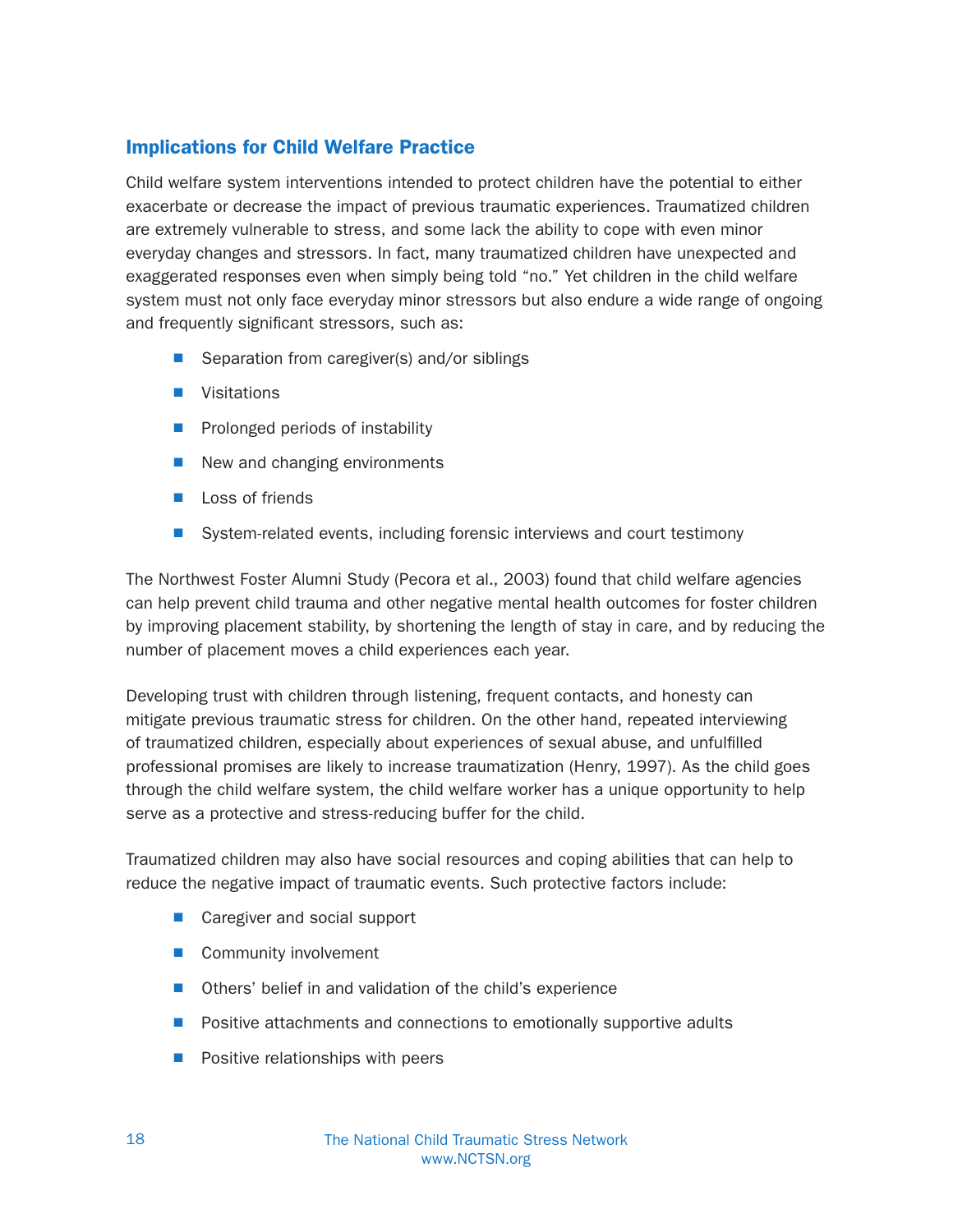## Implications for Child Welfare Practice

Child welfare system interventions intended to protect children have the potential to either exacerbate or decrease the impact of previous traumatic experiences. Traumatized children are extremely vulnerable to stress, and some lack the ability to cope with even minor everyday changes and stressors. In fact, many traumatized children have unexpected and exaggerated responses even when simply being told "no." Yet children in the child welfare system must not only face everyday minor stressors but also endure a wide range of ongoing and frequently significant stressors, such as:

- Separation from caregiver(s) and/or siblings
- Visitations
- Prolonged periods of instability
- New and changing environments
- Loss of friends
- System-related events, including forensic interviews and court testimony

The Northwest Foster Alumni Study (Pecora et al., 2003) found that child welfare agencies can help prevent child trauma and other negative mental health outcomes for foster children by improving placement stability, by shortening the length of stay in care, and by reducing the number of placement moves a child experiences each year.

Developing trust with children through listening, frequent contacts, and honesty can mitigate previous traumatic stress for children. On the other hand, repeated interviewing of traumatized children, especially about experiences of sexual abuse, and unfulfilled professional promises are likely to increase traumatization (Henry, 1997). As the child goes through the child welfare system, the child welfare worker has a unique opportunity to help serve as a protective and stress-reducing buffer for the child.

Traumatized children may also have social resources and coping abilities that can help to reduce the negative impact of traumatic events. Such protective factors include:

- Caregiver and social support
- Community involvement
- Others' belief in and validation of the child's experience
- Positive attachments and connections to emotionally supportive adults
- Positive relationships with peers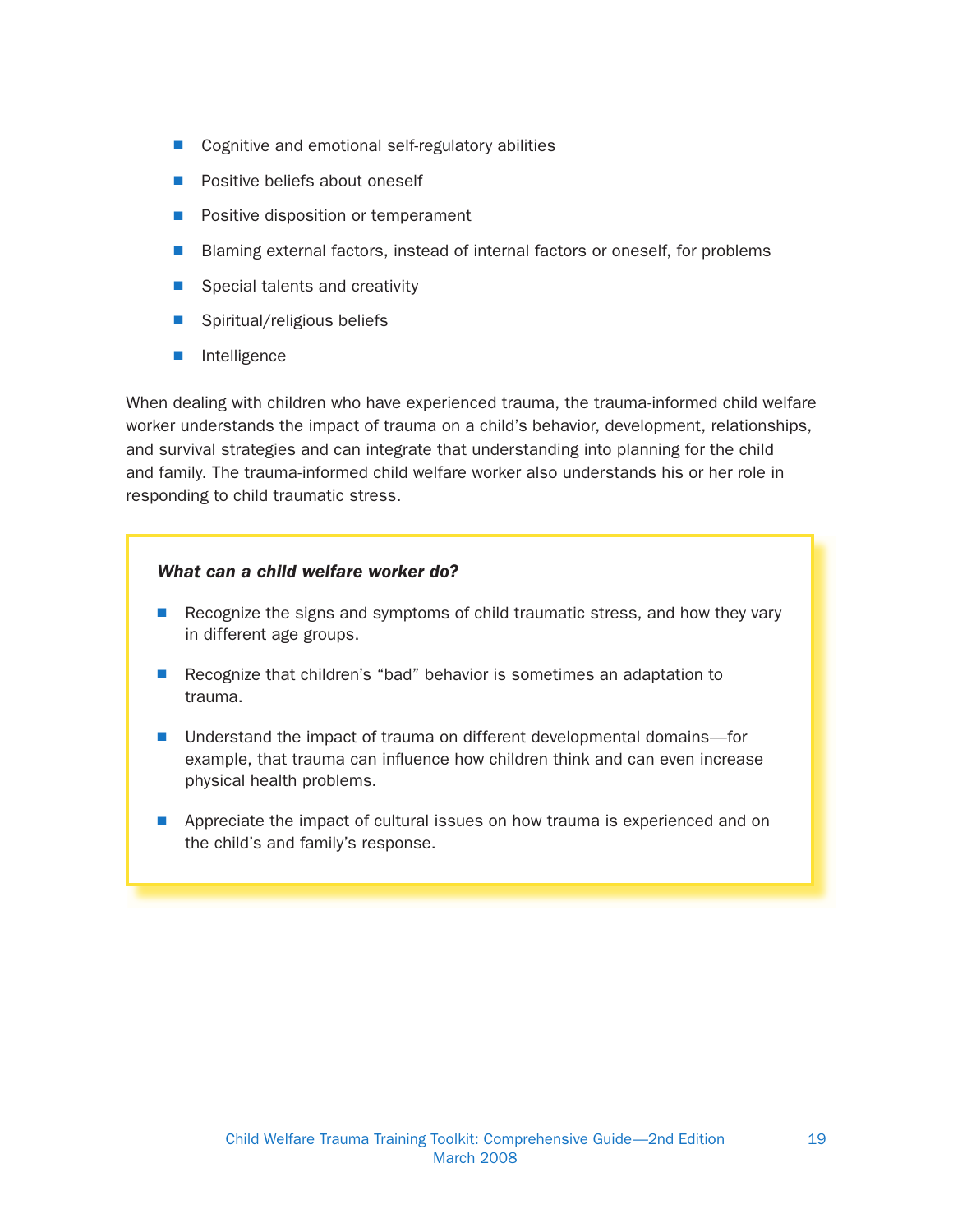- Cognitive and emotional self-regulatory abilities
- Positive beliefs about oneself
- Positive disposition or temperament
- Blaming external factors, instead of internal factors or oneself, for problems
- Special talents and creativity
- Spiritual/religious beliefs
- Intelligence

When dealing with children who have experienced trauma, the trauma-informed child welfare worker understands the impact of trauma on a child's behavior, development, relationships, and survival strategies and can integrate that understanding into planning for the child and family. The trauma-informed child welfare worker also understands his or her role in responding to child traumatic stress.

***What can a child welfare worker do?***

- Recognize the signs and symptoms of child traumatic stress, and how they vary in different age groups.
- Recognize that children's "bad" behavior is sometimes an adaptation to trauma.
- Understand the impact of trauma on different developmental domains—for example, that trauma can influence how children think and can even increase physical health problems.
- Appreciate the impact of cultural issues on how trauma is experienced and on the child's and family's response.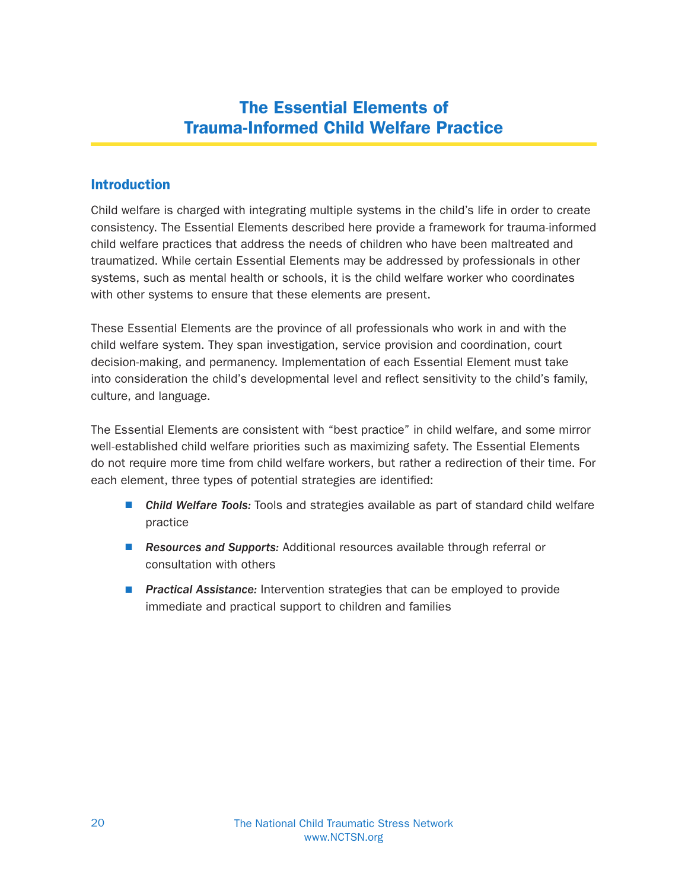# The Essential Elements of Trauma-Informed Child Welfare Practice

## Introduction

Child welfare is charged with integrating multiple systems in the child's life in order to create consistency. The Essential Elements described here provide a framework for trauma-informed child welfare practices that address the needs of children who have been maltreated and traumatized. While certain Essential Elements may be addressed by professionals in other systems, such as mental health or schools, it is the child welfare worker who coordinates with other systems to ensure that these elements are present.

These Essential Elements are the province of all professionals who work in and with the child welfare system. They span investigation, service provision and coordination, court decision-making, and permanency. Implementation of each Essential Element must take into consideration the child's developmental level and reflect sensitivity to the child's family, culture, and language.

The Essential Elements are consistent with "best practice" in child welfare, and some mirror well-established child welfare priorities such as maximizing safety. The Essential Elements do not require more time from child welfare workers, but rather a redirection of their time. For each element, three types of potential strategies are identified:

- ***Child Welfare Tools:*** Tools and strategies available as part of standard child welfare practice
- ***Resources and Supports:*** Additional resources available through referral or consultation with others
- ***Practical Assistance:*** Intervention strategies that can be employed to provide immediate and practical support to children and families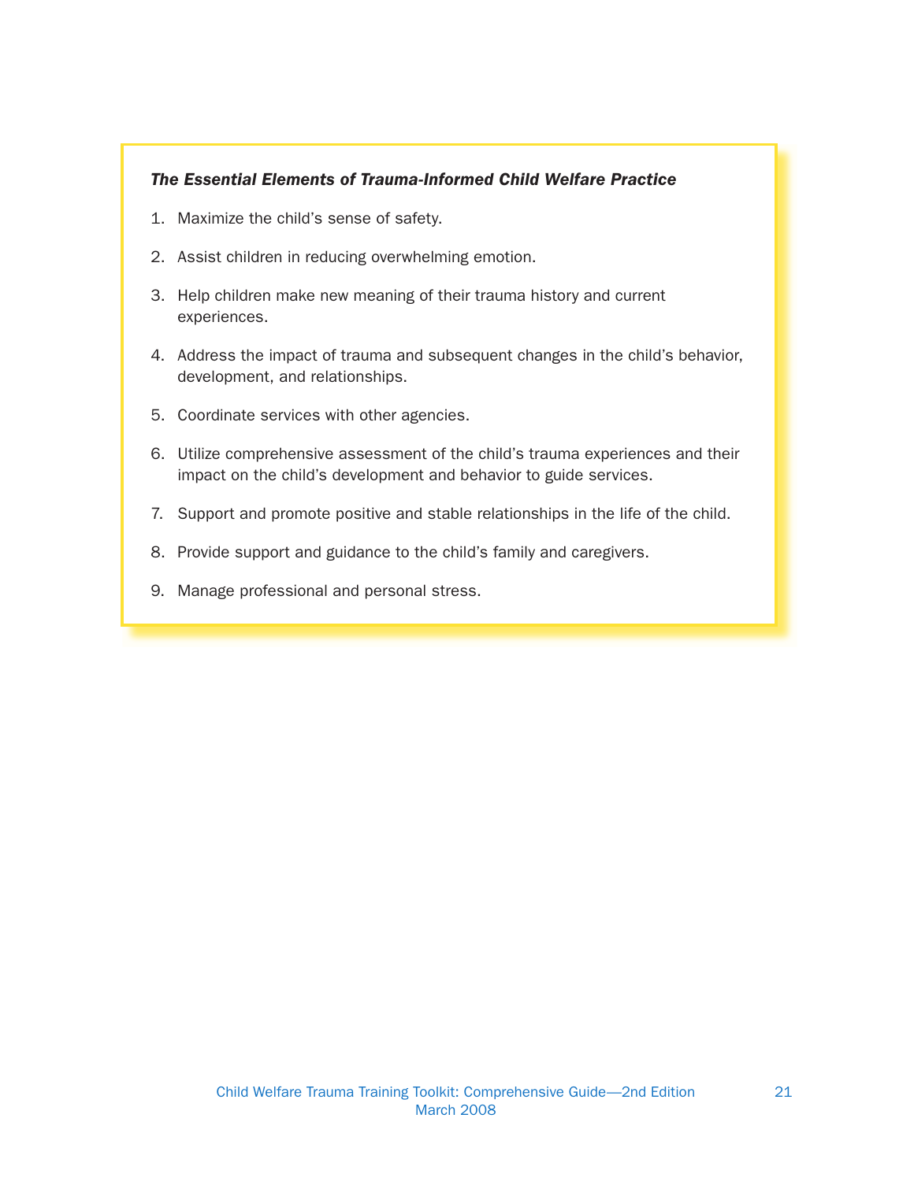***The Essential Elements of Trauma-Informed Child Welfare Practice***

1. Maximize the child's sense of safety.
2. Assist children in reducing overwhelming emotion.
3. Help children make new meaning of their trauma history and current experiences.
4. Address the impact of trauma and subsequent changes in the child's behavior, development, and relationships.
5. Coordinate services with other agencies.
6. Utilize comprehensive assessment of the child's trauma experiences and their impact on the child's development and behavior to guide services.
7. Support and promote positive and stable relationships in the life of the child.
8. Provide support and guidance to the child's family and caregivers.
9. Manage professional and personal stress.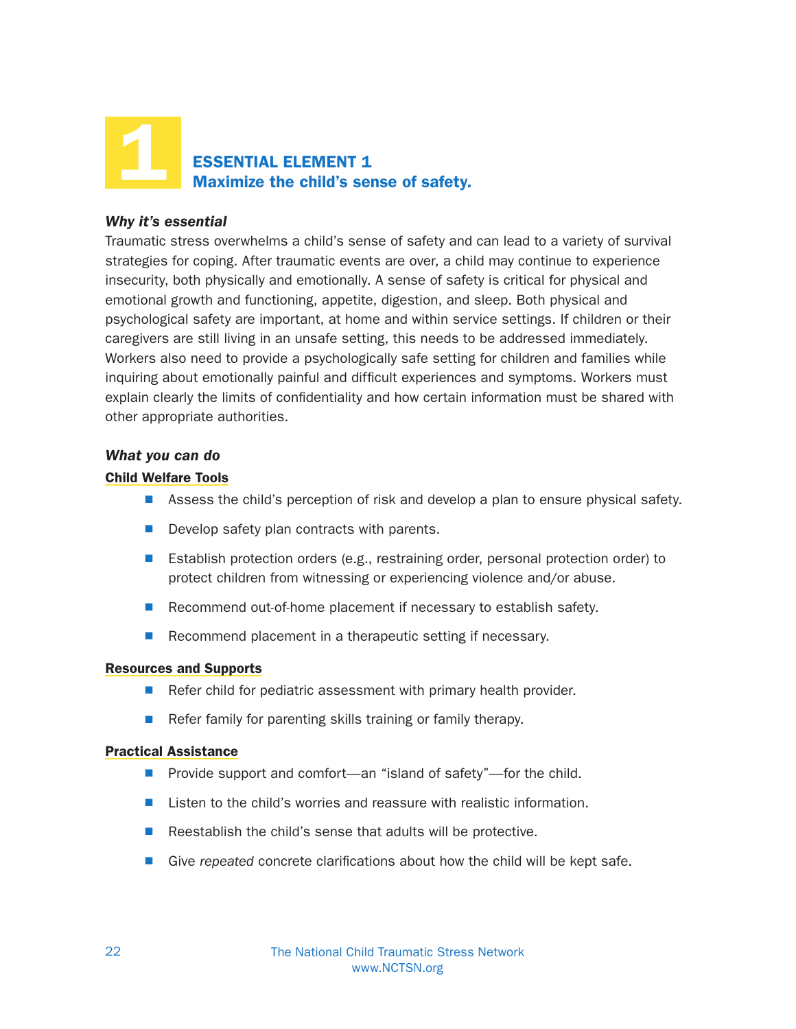# 1 ESSENTIAL ELEMENT 1
## Maximize the child's sense of safety.

***Why it's essential***

Traumatic stress overwhelms a child's sense of safety and can lead to a variety of survival strategies for coping. After traumatic events are over, a child may continue to experience insecurity, both physically and emotionally. A sense of safety is critical for physical and emotional growth and functioning, appetite, digestion, and sleep. Both physical and psychological safety are important, at home and within service settings. If children or their caregivers are still living in an unsafe setting, this needs to be addressed immediately. Workers also need to provide a psychologically safe setting for children and families while inquiring about emotionally painful and difficult experiences and symptoms. Workers must explain clearly the limits of confidentiality and how certain information must be shared with other appropriate authorities.

***What you can do***

**Child Welfare Tools**

- Assess the child's perception of risk and develop a plan to ensure physical safety.
- Develop safety plan contracts with parents.
- Establish protection orders (e.g., restraining order, personal protection order) to protect children from witnessing or experiencing violence and/or abuse.
- Recommend out-of-home placement if necessary to establish safety.
- Recommend placement in a therapeutic setting if necessary.

**Resources and Supports**

- Refer child for pediatric assessment with primary health provider.
- Refer family for parenting skills training or family therapy.

**Practical Assistance**

- Provide support and comfort—an "island of safety"—for the child.
- Listen to the child's worries and reassure with realistic information.
- Reestablish the child's sense that adults will be protective.
- Give *repeated* concrete clarifications about how the child will be kept safe.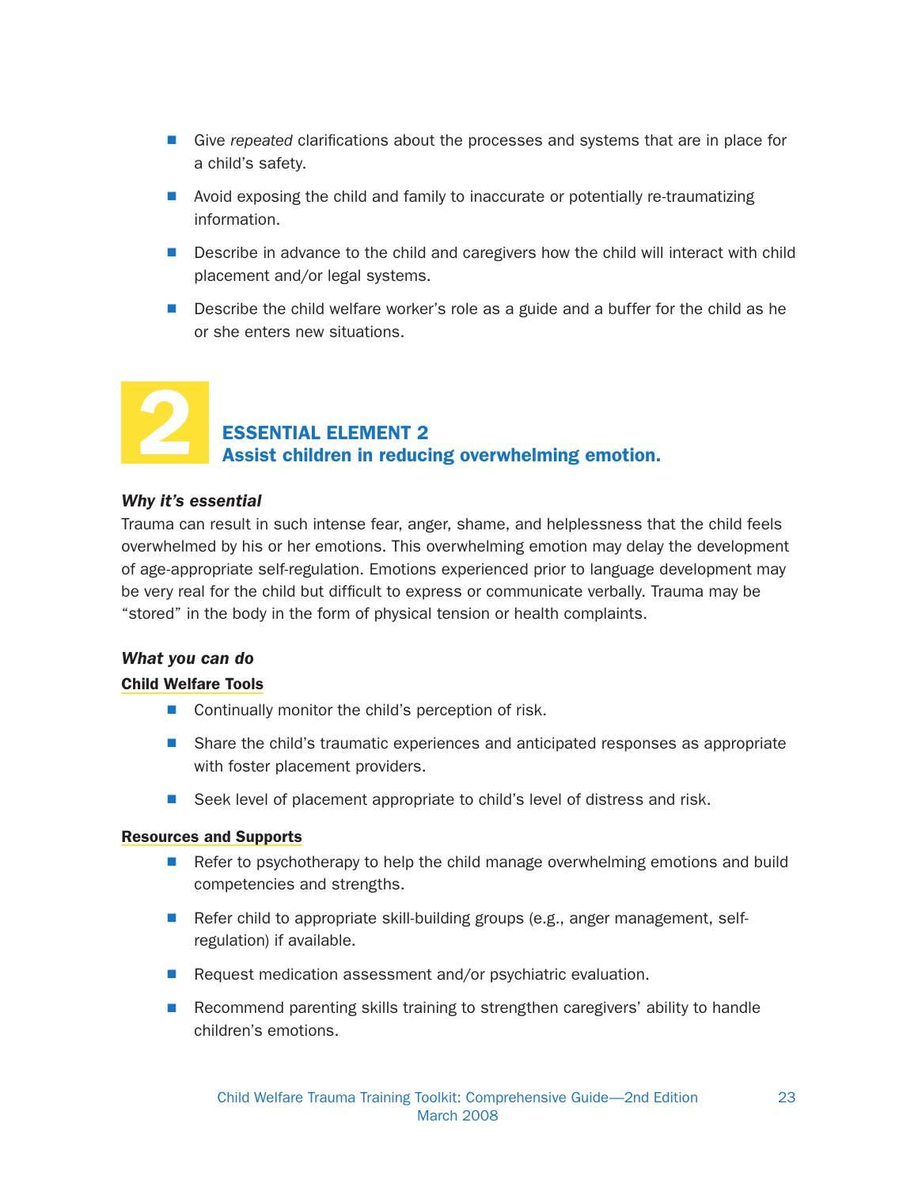- Give *repeated* clarifications about the processes and systems that are in place for a child's safety.
- Avoid exposing the child and family to inaccurate or potentially re-traumatizing information.
- Describe in advance to the child and caregivers how the child will interact with child placement and/or legal systems.
- Describe the child welfare worker's role as a guide and a buffer for the child as he or she enters new situations.

## 2 ESSENTIAL ELEMENT 2
## Assist children in reducing overwhelming emotion.

***Why it's essential***

Trauma can result in such intense fear, anger, shame, and helplessness that the child feels overwhelmed by his or her emotions. This overwhelming emotion may delay the development of age-appropriate self-regulation. Emotions experienced prior to language development may be very real for the child but difficult to express or communicate verbally. Trauma may be "stored" in the body in the form of physical tension or health complaints.

***What you can do***

**Child Welfare Tools**

- Continually monitor the child's perception of risk.
- Share the child's traumatic experiences and anticipated responses as appropriate with foster placement providers.
- Seek level of placement appropriate to child's level of distress and risk.

**Resources and Supports**

- Refer to psychotherapy to help the child manage overwhelming emotions and build competencies and strengths.
- Refer child to appropriate skill-building groups (e.g., anger management, self-regulation) if available.
- Request medication assessment and/or psychiatric evaluation.
- Recommend parenting skills training to strengthen caregivers' ability to handle children's emotions.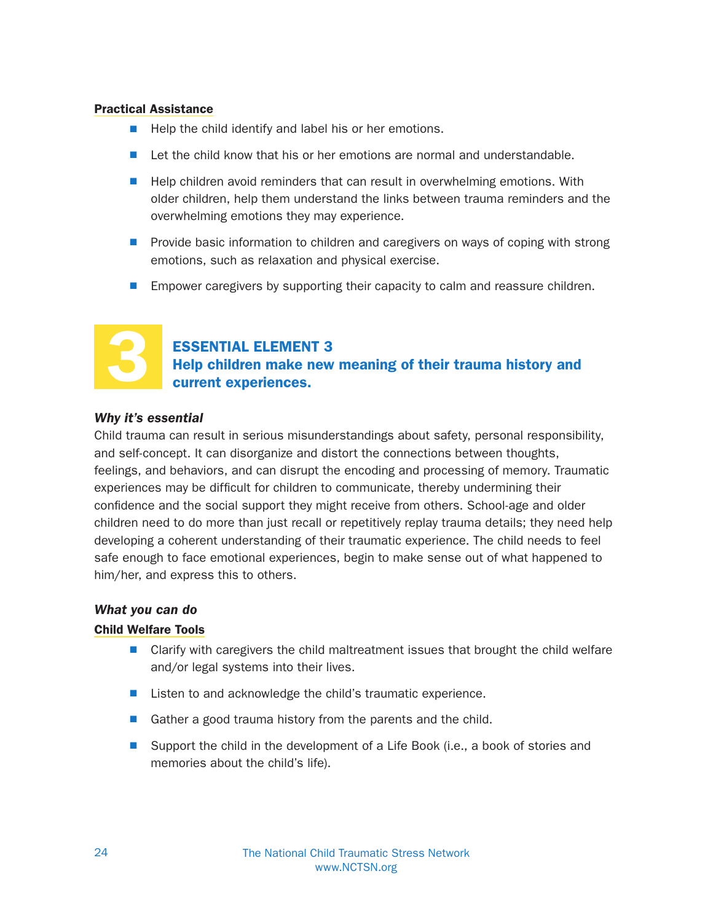#### Practical Assistance

- Help the child identify and label his or her emotions.
- Let the child know that his or her emotions are normal and understandable.
- Help children avoid reminders that can result in overwhelming emotions. With older children, help them understand the links between trauma reminders and the overwhelming emotions they may experience.
- Provide basic information to children and caregivers on ways of coping with strong emotions, such as relaxation and physical exercise.
- Empower caregivers by supporting their capacity to calm and reassure children.

## 3 ESSENTIAL ELEMENT 3
## Help children make new meaning of their trauma history and current experiences.

### *Why it's essential*

Child trauma can result in serious misunderstandings about safety, personal responsibility, and self-concept. It can disorganize and distort the connections between thoughts, feelings, and behaviors, and can disrupt the encoding and processing of memory. Traumatic experiences may be difficult for children to communicate, thereby undermining their confidence and the social support they might receive from others. School-age and older children need to do more than just recall or repetitively replay trauma details; they need help developing a coherent understanding of their traumatic experience. The child needs to feel safe enough to face emotional experiences, begin to make sense out of what happened to him/her, and express this to others.

### *What you can do*

#### Child Welfare Tools

- Clarify with caregivers the child maltreatment issues that brought the child welfare and/or legal systems into their lives.
- Listen to and acknowledge the child's traumatic experience.
- Gather a good trauma history from the parents and the child.
- Support the child in the development of a Life Book (i.e., a book of stories and memories about the child's life).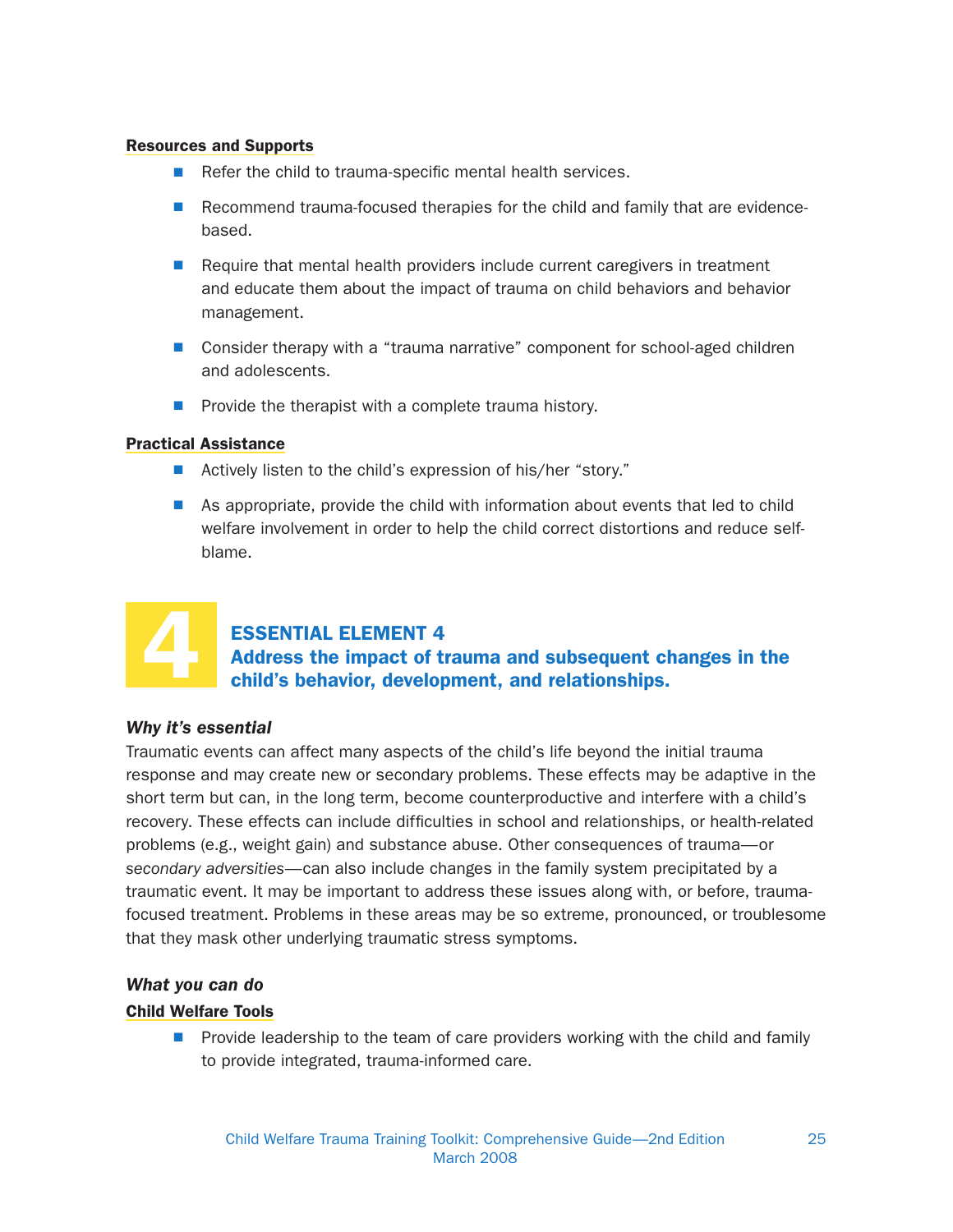#### Resources and Supports

- Refer the child to trauma-specific mental health services.
- Recommend trauma-focused therapies for the child and family that are evidence-based.
- Require that mental health providers include current caregivers in treatment and educate them about the impact of trauma on child behaviors and behavior management.
- Consider therapy with a "trauma narrative" component for school-aged children and adolescents.
- Provide the therapist with a complete trauma history.

#### Practical Assistance

- Actively listen to the child's expression of his/her "story."
- As appropriate, provide the child with information about events that led to child welfare involvement in order to help the child correct distortions and reduce self-blame.

## 4 ESSENTIAL ELEMENT 4

## Address the impact of trauma and subsequent changes in the child's behavior, development, and relationships.

***Why it's essential***

Traumatic events can affect many aspects of the child's life beyond the initial trauma response and may create new or secondary problems. These effects may be adaptive in the short term but can, in the long term, become counterproductive and interfere with a child's recovery. These effects can include difficulties in school and relationships, or health-related problems (e.g., weight gain) and substance abuse. Other consequences of trauma—or *secondary adversities*—can also include changes in the family system precipitated by a traumatic event. It may be important to address these issues along with, or before, trauma-focused treatment. Problems in these areas may be so extreme, pronounced, or troublesome that they mask other underlying traumatic stress symptoms.

***What you can do***

#### Child Welfare Tools

- Provide leadership to the team of care providers working with the child and family to provide integrated, trauma-informed care.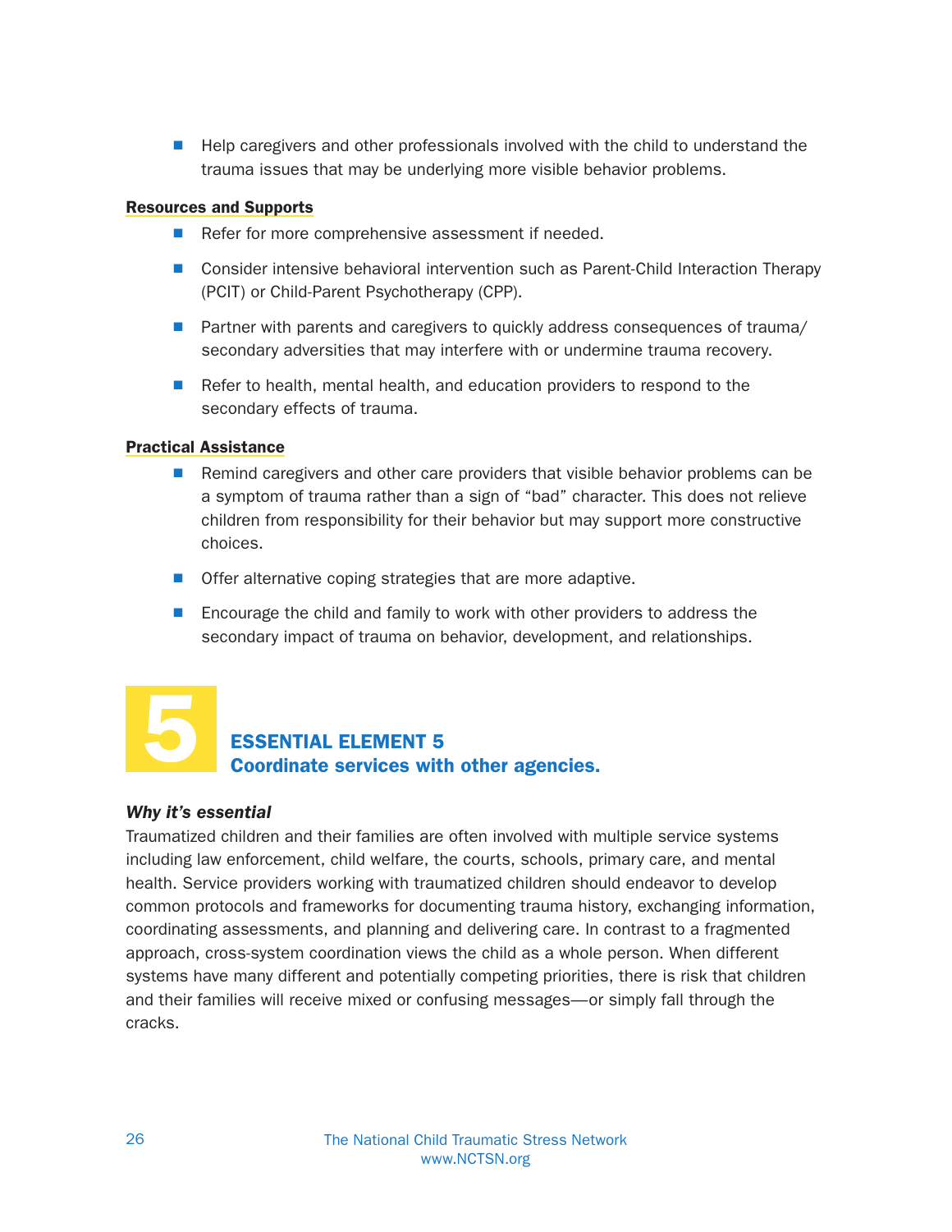- Help caregivers and other professionals involved with the child to understand the trauma issues that may be underlying more visible behavior problems.

**Resources and Supports**

- Refer for more comprehensive assessment if needed.
- Consider intensive behavioral intervention such as Parent-Child Interaction Therapy (PCIT) or Child-Parent Psychotherapy (CPP).
- Partner with parents and caregivers to quickly address consequences of trauma/ secondary adversities that may interfere with or undermine trauma recovery.
- Refer to health, mental health, and education providers to respond to the secondary effects of trauma.

**Practical Assistance**

- Remind caregivers and other care providers that visible behavior problems can be a symptom of trauma rather than a sign of "bad" character. This does not relieve children from responsibility for their behavior but may support more constructive choices.
- Offer alternative coping strategies that are more adaptive.
- Encourage the child and family to work with other providers to address the secondary impact of trauma on behavior, development, and relationships.

## 5 ESSENTIAL ELEMENT 5
## Coordinate services with other agencies.

***Why it's essential***

Traumatized children and their families are often involved with multiple service systems including law enforcement, child welfare, the courts, schools, primary care, and mental health. Service providers working with traumatized children should endeavor to develop common protocols and frameworks for documenting trauma history, exchanging information, coordinating assessments, and planning and delivering care. In contrast to a fragmented approach, cross-system coordination views the child as a whole person. When different systems have many different and potentially competing priorities, there is risk that children and their families will receive mixed or confusing messages—or simply fall through the cracks.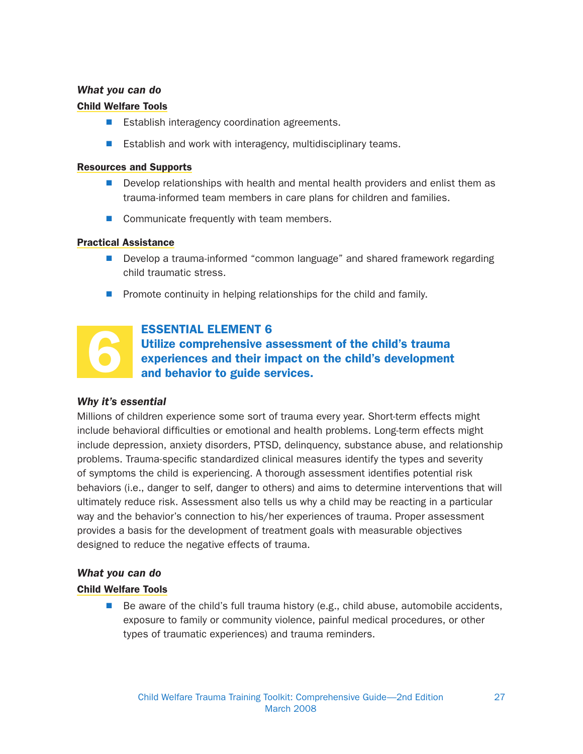***What you can do***

**Child Welfare Tools**

- Establish interagency coordination agreements.
- Establish and work with interagency, multidisciplinary teams.

**Resources and Supports**

- Develop relationships with health and mental health providers and enlist them as trauma-informed team members in care plans for children and families.
- Communicate frequently with team members.

**Practical Assistance**

- Develop a trauma-informed "common language" and shared framework regarding child traumatic stress.
- Promote continuity in helping relationships for the child and family.

## 6 ESSENTIAL ELEMENT 6
## Utilize comprehensive assessment of the child's trauma experiences and their impact on the child's development and behavior to guide services.

***Why it's essential***

Millions of children experience some sort of trauma every year. Short-term effects might include behavioral difficulties or emotional and health problems. Long-term effects might include depression, anxiety disorders, PTSD, delinquency, substance abuse, and relationship problems. Trauma-specific standardized clinical measures identify the types and severity of symptoms the child is experiencing. A thorough assessment identifies potential risk behaviors (i.e., danger to self, danger to others) and aims to determine interventions that will ultimately reduce risk. Assessment also tells us why a child may be reacting in a particular way and the behavior's connection to his/her experiences of trauma. Proper assessment provides a basis for the development of treatment goals with measurable objectives designed to reduce the negative effects of trauma.

***What you can do***

**Child Welfare Tools**

- Be aware of the child's full trauma history (e.g., child abuse, automobile accidents, exposure to family or community violence, painful medical procedures, or other types of traumatic experiences) and trauma reminders.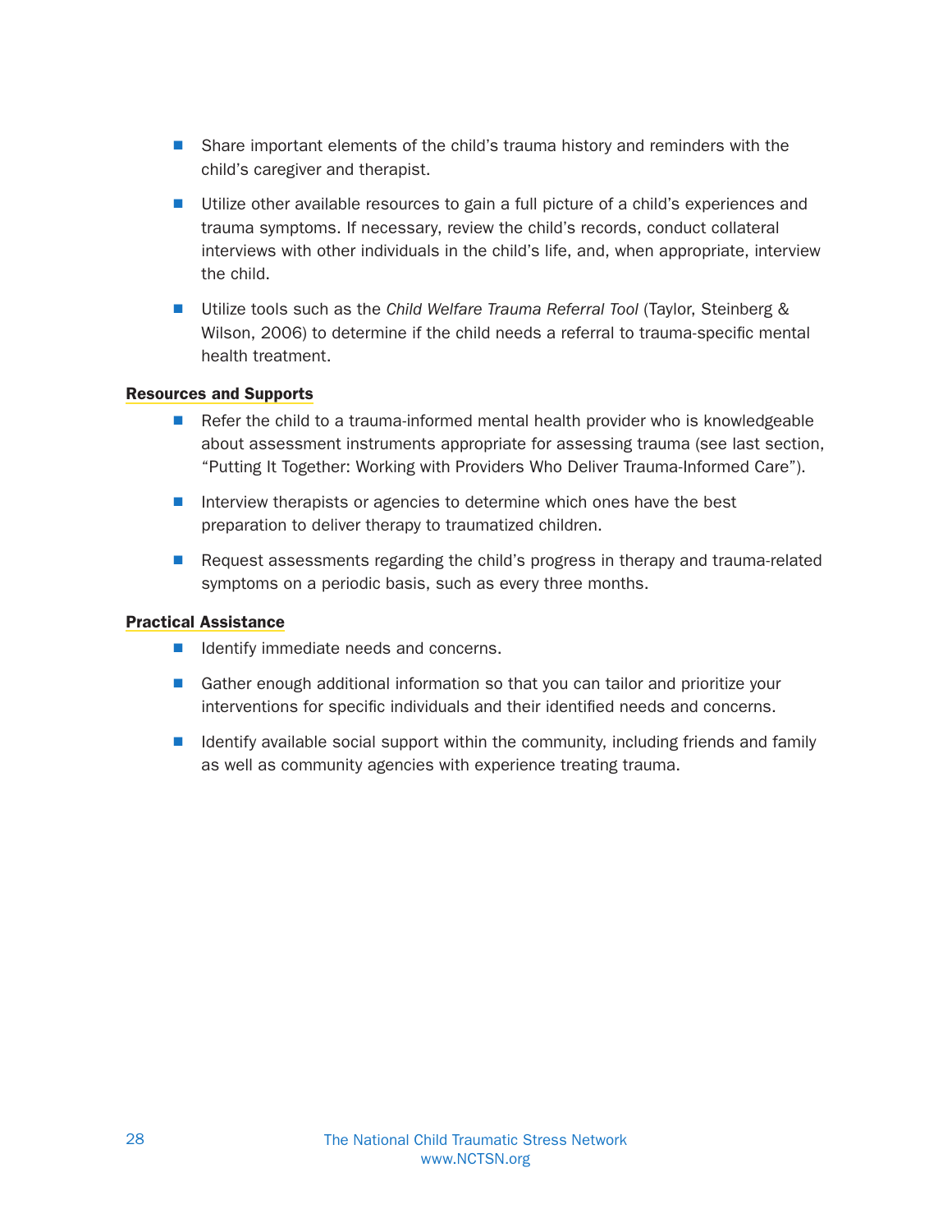- Share important elements of the child's trauma history and reminders with the child's caregiver and therapist.
- Utilize other available resources to gain a full picture of a child's experiences and trauma symptoms. If necessary, review the child's records, conduct collateral interviews with other individuals in the child's life, and, when appropriate, interview the child.
- Utilize tools such as the *Child Welfare Trauma Referral Tool* (Taylor, Steinberg & Wilson, 2006) to determine if the child needs a referral to trauma-specific mental health treatment.

**Resources and Supports**

- Refer the child to a trauma-informed mental health provider who is knowledgeable about assessment instruments appropriate for assessing trauma (see last section, "Putting It Together: Working with Providers Who Deliver Trauma-Informed Care").
- Interview therapists or agencies to determine which ones have the best preparation to deliver therapy to traumatized children.
- Request assessments regarding the child's progress in therapy and trauma-related symptoms on a periodic basis, such as every three months.

**Practical Assistance**

- Identify immediate needs and concerns.
- Gather enough additional information so that you can tailor and prioritize your interventions for specific individuals and their identified needs and concerns.
- Identify available social support within the community, including friends and family as well as community agencies with experience treating trauma.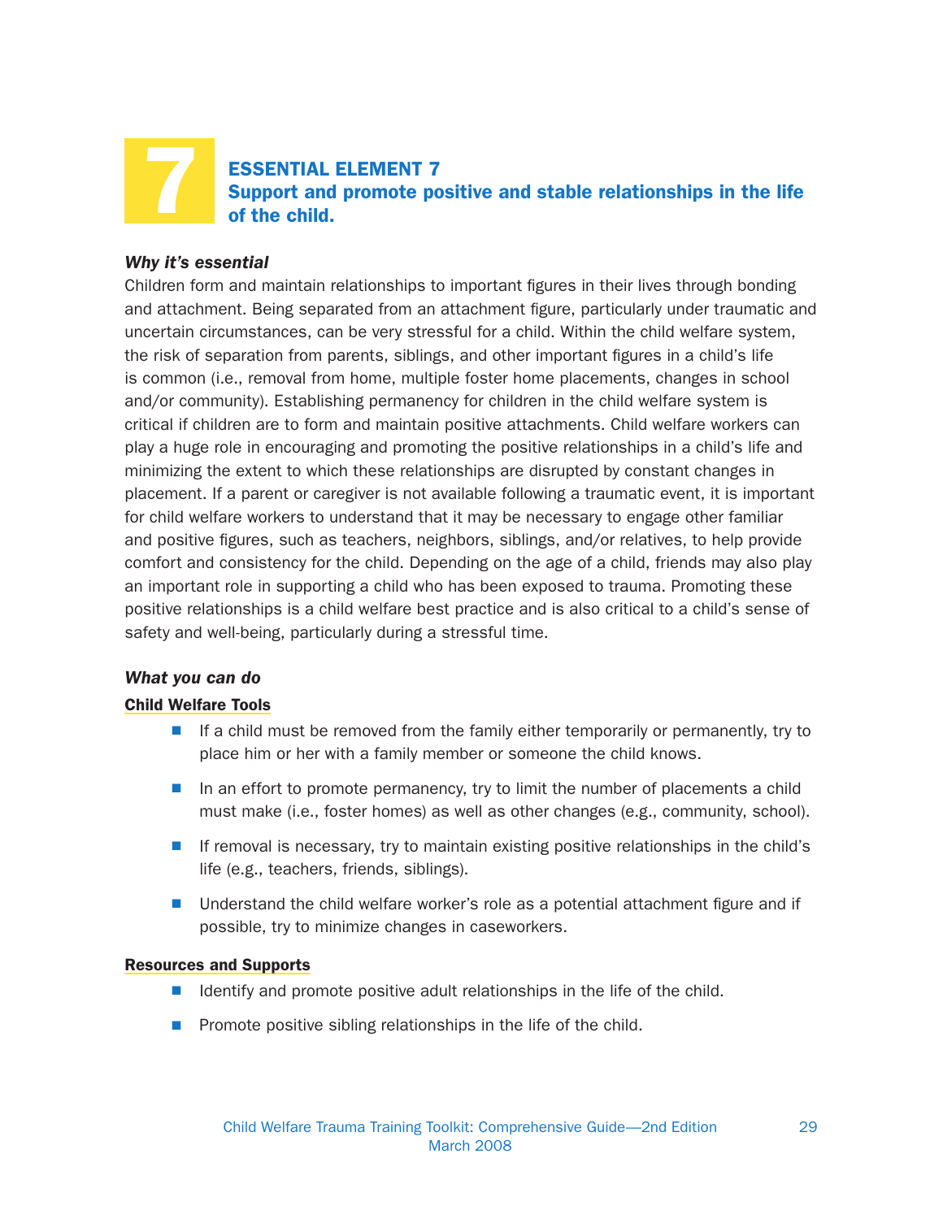# 7 ESSENTIAL ELEMENT 7

## Support and promote positive and stable relationships in the life of the child.

***Why it's essential***

Children form and maintain relationships to important figures in their lives through bonding and attachment. Being separated from an attachment figure, particularly under traumatic and uncertain circumstances, can be very stressful for a child. Within the child welfare system, the risk of separation from parents, siblings, and other important figures in a child's life is common (i.e., removal from home, multiple foster home placements, changes in school and/or community). Establishing permanency for children in the child welfare system is critical if children are to form and maintain positive attachments. Child welfare workers can play a huge role in encouraging and promoting the positive relationships in a child's life and minimizing the extent to which these relationships are disrupted by constant changes in placement. If a parent or caregiver is not available following a traumatic event, it is important for child welfare workers to understand that it may be necessary to engage other familiar and positive figures, such as teachers, neighbors, siblings, and/or relatives, to help provide comfort and consistency for the child. Depending on the age of a child, friends may also play an important role in supporting a child who has been exposed to trauma. Promoting these positive relationships is a child welfare best practice and is also critical to a child's sense of safety and well-being, particularly during a stressful time.

***What you can do***

**Child Welfare Tools**

- If a child must be removed from the family either temporarily or permanently, try to place him or her with a family member or someone the child knows.
- In an effort to promote permanency, try to limit the number of placements a child must make (i.e., foster homes) as well as other changes (e.g., community, school).
- If removal is necessary, try to maintain existing positive relationships in the child's life (e.g., teachers, friends, siblings).
- Understand the child welfare worker's role as a potential attachment figure and if possible, try to minimize changes in caseworkers.

**Resources and Supports**

- Identify and promote positive adult relationships in the life of the child.
- Promote positive sibling relationships in the life of the child.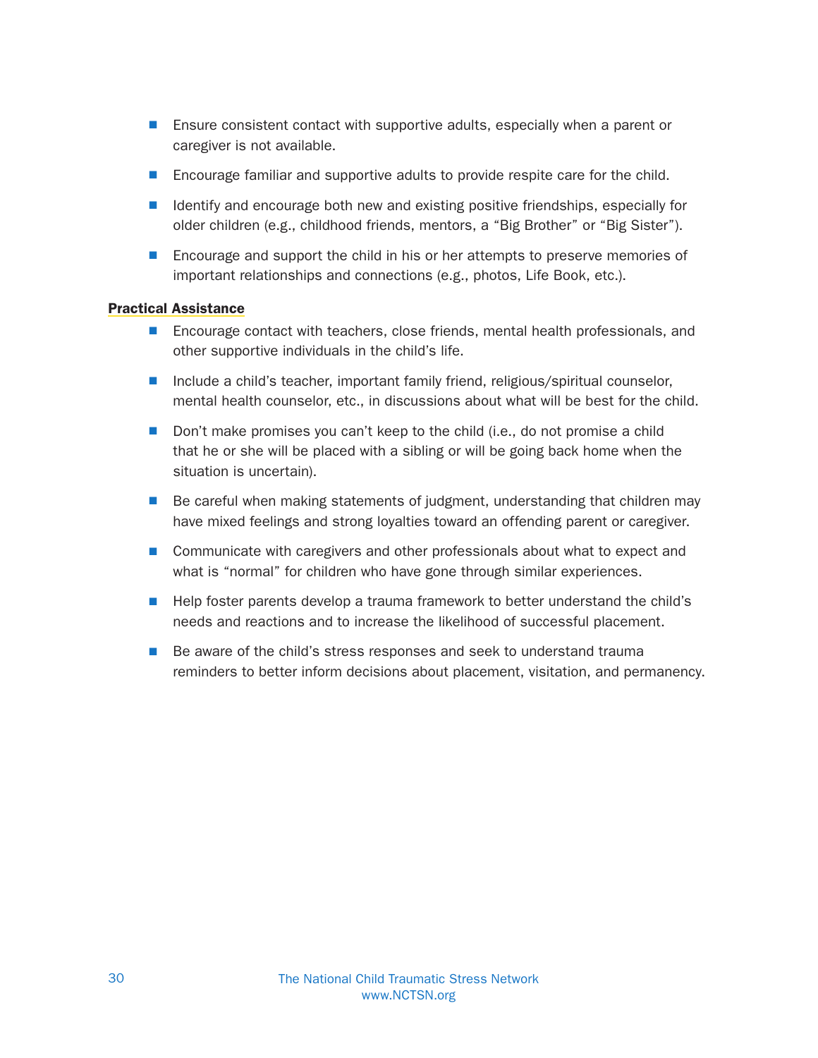- Ensure consistent contact with supportive adults, especially when a parent or caregiver is not available.
- Encourage familiar and supportive adults to provide respite care for the child.
- Identify and encourage both new and existing positive friendships, especially for older children (e.g., childhood friends, mentors, a "Big Brother" or "Big Sister").
- Encourage and support the child in his or her attempts to preserve memories of important relationships and connections (e.g., photos, Life Book, etc.).

**Practical Assistance**

- Encourage contact with teachers, close friends, mental health professionals, and other supportive individuals in the child's life.
- Include a child's teacher, important family friend, religious/spiritual counselor, mental health counselor, etc., in discussions about what will be best for the child.
- Don't make promises you can't keep to the child (i.e., do not promise a child that he or she will be placed with a sibling or will be going back home when the situation is uncertain).
- Be careful when making statements of judgment, understanding that children may have mixed feelings and strong loyalties toward an offending parent or caregiver.
- Communicate with caregivers and other professionals about what to expect and what is "normal" for children who have gone through similar experiences.
- Help foster parents develop a trauma framework to better understand the child's needs and reactions and to increase the likelihood of successful placement.
- Be aware of the child's stress responses and seek to understand trauma reminders to better inform decisions about placement, visitation, and permanency.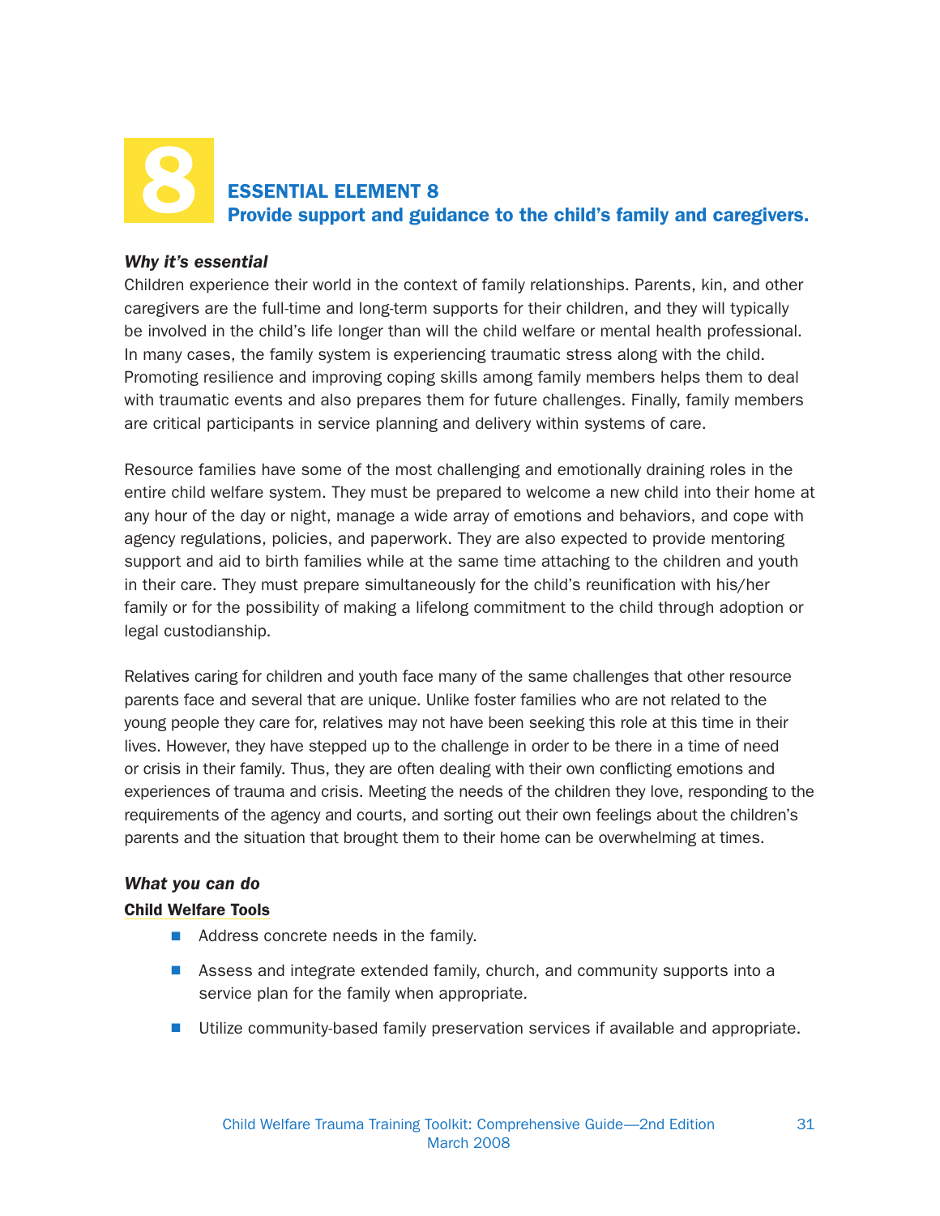# 8 ESSENTIAL ELEMENT 8

## Provide support and guidance to the child's family and caregivers.

***Why it's essential***

Children experience their world in the context of family relationships. Parents, kin, and other caregivers are the full-time and long-term supports for their children, and they will typically be involved in the child's life longer than will the child welfare or mental health professional. In many cases, the family system is experiencing traumatic stress along with the child. Promoting resilience and improving coping skills among family members helps them to deal with traumatic events and also prepares them for future challenges. Finally, family members are critical participants in service planning and delivery within systems of care.

Resource families have some of the most challenging and emotionally draining roles in the entire child welfare system. They must be prepared to welcome a new child into their home at any hour of the day or night, manage a wide array of emotions and behaviors, and cope with agency regulations, policies, and paperwork. They are also expected to provide mentoring support and aid to birth families while at the same time attaching to the children and youth in their care. They must prepare simultaneously for the child's reunification with his/her family or for the possibility of making a lifelong commitment to the child through adoption or legal custodianship.

Relatives caring for children and youth face many of the same challenges that other resource parents face and several that are unique. Unlike foster families who are not related to the young people they care for, relatives may not have been seeking this role at this time in their lives. However, they have stepped up to the challenge in order to be there in a time of need or crisis in their family. Thus, they are often dealing with their own conflicting emotions and experiences of trauma and crisis. Meeting the needs of the children they love, responding to the requirements of the agency and courts, and sorting out their own feelings about the children's parents and the situation that brought them to their home can be overwhelming at times.

***What you can do***

**Child Welfare Tools**

- Address concrete needs in the family.
- Assess and integrate extended family, church, and community supports into a service plan for the family when appropriate.
- Utilize community-based family preservation services if available and appropriate.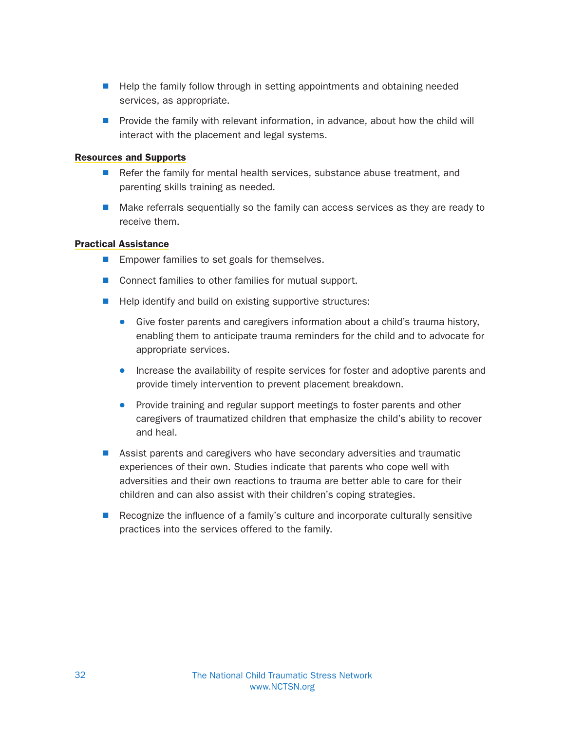- Help the family follow through in setting appointments and obtaining needed services, as appropriate.
- Provide the family with relevant information, in advance, about how the child will interact with the placement and legal systems.

**Resources and Supports**

- Refer the family for mental health services, substance abuse treatment, and parenting skills training as needed.
- Make referrals sequentially so the family can access services as they are ready to receive them.

**Practical Assistance**

- Empower families to set goals for themselves.
- Connect families to other families for mutual support.
- Help identify and build on existing supportive structures:
  - Give foster parents and caregivers information about a child's trauma history, enabling them to anticipate trauma reminders for the child and to advocate for appropriate services.
  - Increase the availability of respite services for foster and adoptive parents and provide timely intervention to prevent placement breakdown.
  - Provide training and regular support meetings to foster parents and other caregivers of traumatized children that emphasize the child's ability to recover and heal.
- Assist parents and caregivers who have secondary adversities and traumatic experiences of their own. Studies indicate that parents who cope well with adversities and their own reactions to trauma are better able to care for their children and can also assist with their children's coping strategies.
- Recognize the influence of a family's culture and incorporate culturally sensitive practices into the services offered to the family.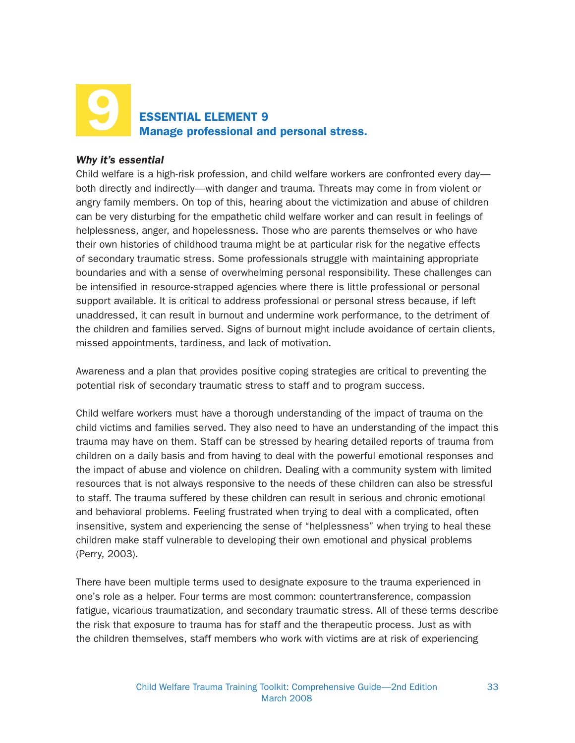# 9 ESSENTIAL ELEMENT 9
## Manage professional and personal stress.

***Why it's essential***

Child welfare is a high-risk profession, and child welfare workers are confronted every day—both directly and indirectly—with danger and trauma. Threats may come in from violent or angry family members. On top of this, hearing about the victimization and abuse of children can be very disturbing for the empathetic child welfare worker and can result in feelings of helplessness, anger, and hopelessness. Those who are parents themselves or who have their own histories of childhood trauma might be at particular risk for the negative effects of secondary traumatic stress. Some professionals struggle with maintaining appropriate boundaries and with a sense of overwhelming personal responsibility. These challenges can be intensified in resource-strapped agencies where there is little professional or personal support available. It is critical to address professional or personal stress because, if left unaddressed, it can result in burnout and undermine work performance, to the detriment of the children and families served. Signs of burnout might include avoidance of certain clients, missed appointments, tardiness, and lack of motivation.

Awareness and a plan that provides positive coping strategies are critical to preventing the potential risk of secondary traumatic stress to staff and to program success.

Child welfare workers must have a thorough understanding of the impact of trauma on the child victims and families served. They also need to have an understanding of the impact this trauma may have on them. Staff can be stressed by hearing detailed reports of trauma from children on a daily basis and from having to deal with the powerful emotional responses and the impact of abuse and violence on children. Dealing with a community system with limited resources that is not always responsive to the needs of these children can also be stressful to staff. The trauma suffered by these children can result in serious and chronic emotional and behavioral problems. Feeling frustrated when trying to deal with a complicated, often insensitive, system and experiencing the sense of "helplessness" when trying to heal these children make staff vulnerable to developing their own emotional and physical problems (Perry, 2003).

There have been multiple terms used to designate exposure to the trauma experienced in one's role as a helper. Four terms are most common: countertransference, compassion fatigue, vicarious traumatization, and secondary traumatic stress. All of these terms describe the risk that exposure to trauma has for staff and the therapeutic process. Just as with the children themselves, staff members who work with victims are at risk of experiencing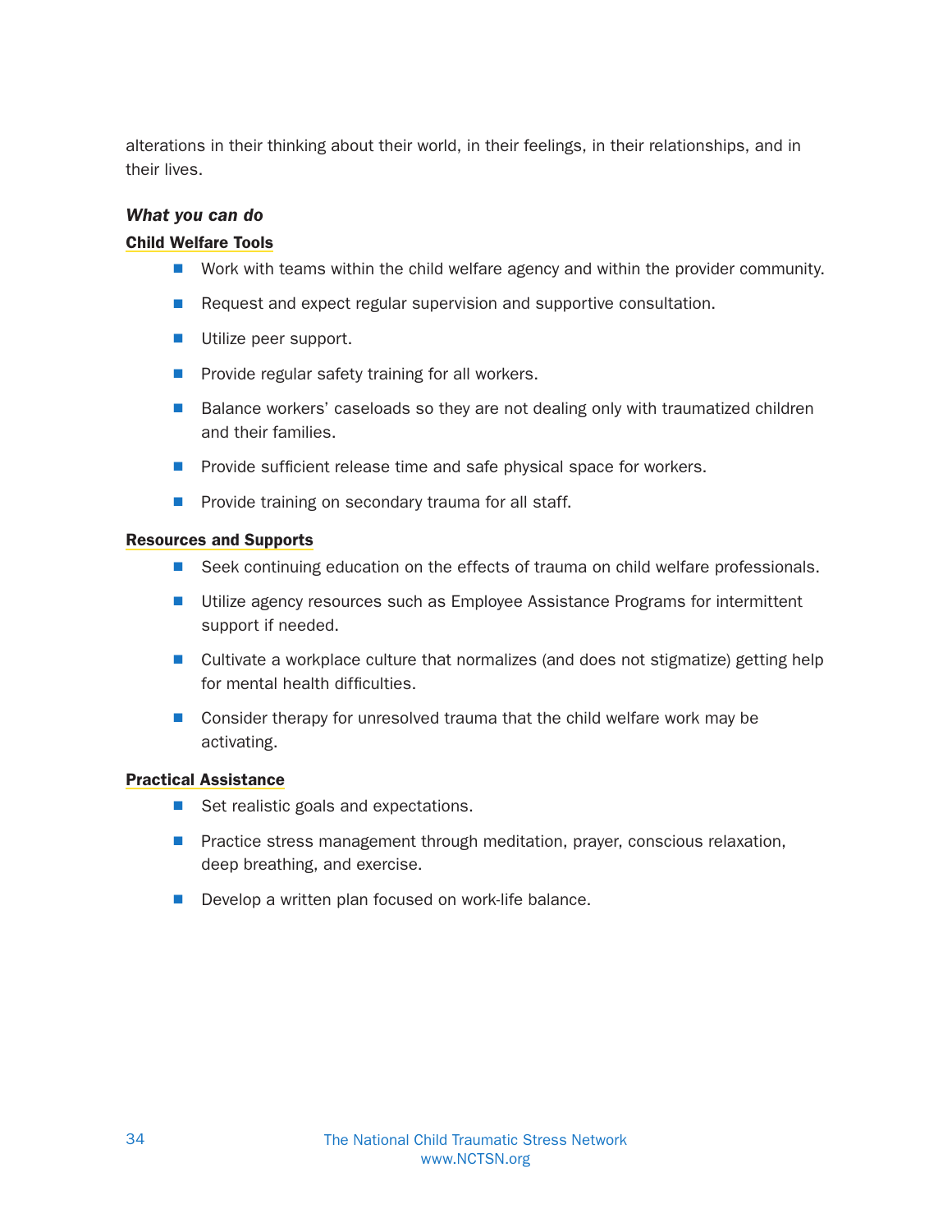alterations in their thinking about their world, in their feelings, in their relationships, and in their lives.

***What you can do***

**Child Welfare Tools**

- Work with teams within the child welfare agency and within the provider community.
- Request and expect regular supervision and supportive consultation.
- Utilize peer support.
- Provide regular safety training for all workers.
- Balance workers' caseloads so they are not dealing only with traumatized children and their families.
- Provide sufficient release time and safe physical space for workers.
- Provide training on secondary trauma for all staff.

**Resources and Supports**

- Seek continuing education on the effects of trauma on child welfare professionals.
- Utilize agency resources such as Employee Assistance Programs for intermittent support if needed.
- Cultivate a workplace culture that normalizes (and does not stigmatize) getting help for mental health difficulties.
- Consider therapy for unresolved trauma that the child welfare work may be activating.

**Practical Assistance**

- Set realistic goals and expectations.
- Practice stress management through meditation, prayer, conscious relaxation, deep breathing, and exercise.
- Develop a written plan focused on work-life balance.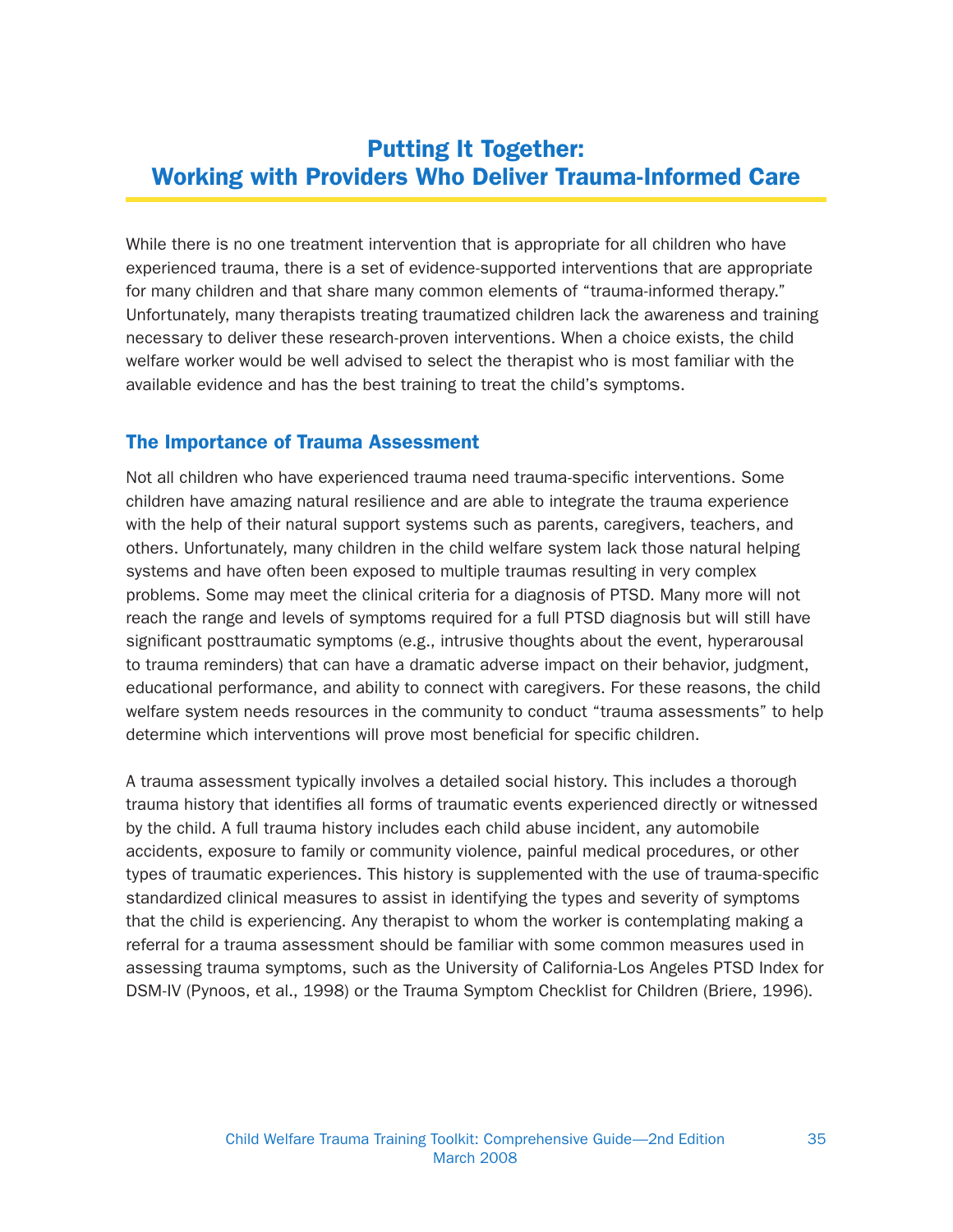# Putting It Together: Working with Providers Who Deliver Trauma-Informed Care

While there is no one treatment intervention that is appropriate for all children who have experienced trauma, there is a set of evidence-supported interventions that are appropriate for many children and that share many common elements of "trauma-informed therapy." Unfortunately, many therapists treating traumatized children lack the awareness and training necessary to deliver these research-proven interventions. When a choice exists, the child welfare worker would be well advised to select the therapist who is most familiar with the available evidence and has the best training to treat the child's symptoms.

## The Importance of Trauma Assessment

Not all children who have experienced trauma need trauma-specific interventions. Some children have amazing natural resilience and are able to integrate the trauma experience with the help of their natural support systems such as parents, caregivers, teachers, and others. Unfortunately, many children in the child welfare system lack those natural helping systems and have often been exposed to multiple traumas resulting in very complex problems. Some may meet the clinical criteria for a diagnosis of PTSD. Many more will not reach the range and levels of symptoms required for a full PTSD diagnosis but will still have significant posttraumatic symptoms (e.g., intrusive thoughts about the event, hyperarousal to trauma reminders) that can have a dramatic adverse impact on their behavior, judgment, educational performance, and ability to connect with caregivers. For these reasons, the child welfare system needs resources in the community to conduct "trauma assessments" to help determine which interventions will prove most beneficial for specific children.

A trauma assessment typically involves a detailed social history. This includes a thorough trauma history that identifies all forms of traumatic events experienced directly or witnessed by the child. A full trauma history includes each child abuse incident, any automobile accidents, exposure to family or community violence, painful medical procedures, or other types of traumatic experiences. This history is supplemented with the use of trauma-specific standardized clinical measures to assist in identifying the types and severity of symptoms that the child is experiencing. Any therapist to whom the worker is contemplating making a referral for a trauma assessment should be familiar with some common measures used in assessing trauma symptoms, such as the University of California-Los Angeles PTSD Index for DSM-IV (Pynoos, et al., 1998) or the Trauma Symptom Checklist for Children (Briere, 1996).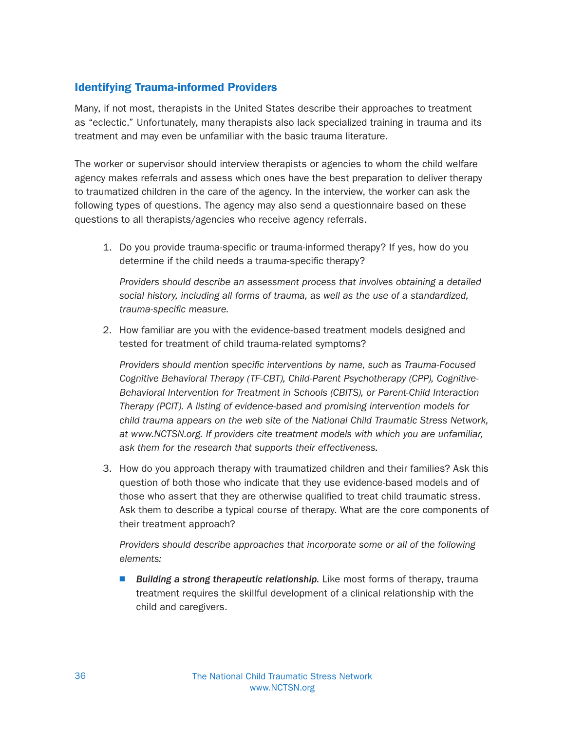## Identifying Trauma-informed Providers

Many, if not most, therapists in the United States describe their approaches to treatment as "eclectic." Unfortunately, many therapists also lack specialized training in trauma and its treatment and may even be unfamiliar with the basic trauma literature.

The worker or supervisor should interview therapists or agencies to whom the child welfare agency makes referrals and assess which ones have the best preparation to deliver therapy to traumatized children in the care of the agency. In the interview, the worker can ask the following types of questions. The agency may also send a questionnaire based on these questions to all therapists/agencies who receive agency referrals.

1. Do you provide trauma-specific or trauma-informed therapy? If yes, how do you determine if the child needs a trauma-specific therapy?

   *Providers should describe an assessment process that involves obtaining a detailed social history, including all forms of trauma, as well as the use of a standardized, trauma-specific measure.*

2. How familiar are you with the evidence-based treatment models designed and tested for treatment of child trauma-related symptoms?

   *Providers should mention specific interventions by name, such as Trauma-Focused Cognitive Behavioral Therapy (TF-CBT), Child-Parent Psychotherapy (CPP), Cognitive-Behavioral Intervention for Treatment in Schools (CBITS), or Parent-Child Interaction Therapy (PCIT). A listing of evidence-based and promising intervention models for child trauma appears on the web site of the National Child Traumatic Stress Network, at www.NCTSN.org. If providers cite treatment models with which you are unfamiliar, ask them for the research that supports their effectiveness.*

3. How do you approach therapy with traumatized children and their families? Ask this question of both those who indicate that they use evidence-based models and of those who assert that they are otherwise qualified to treat child traumatic stress. Ask them to describe a typical course of therapy. What are the core components of their treatment approach?

   *Providers should describe approaches that incorporate some or all of the following elements:*

   - ***Building a strong therapeutic relationship.*** Like most forms of therapy, trauma treatment requires the skillful development of a clinical relationship with the child and caregivers.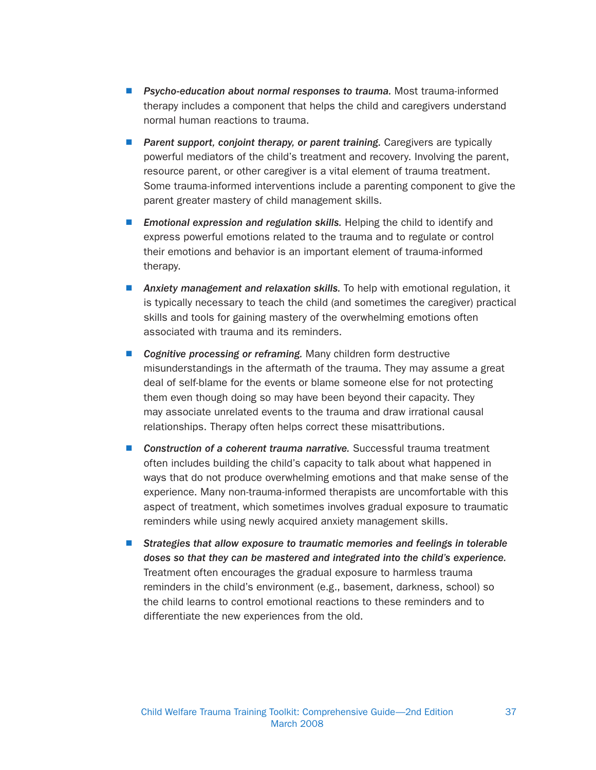- ***Psycho-education about normal responses to trauma.*** Most trauma-informed therapy includes a component that helps the child and caregivers understand normal human reactions to trauma.

- ***Parent support, conjoint therapy, or parent training.*** Caregivers are typically powerful mediators of the child's treatment and recovery. Involving the parent, resource parent, or other caregiver is a vital element of trauma treatment. Some trauma-informed interventions include a parenting component to give the parent greater mastery of child management skills.

- ***Emotional expression and regulation skills.*** Helping the child to identify and express powerful emotions related to the trauma and to regulate or control their emotions and behavior is an important element of trauma-informed therapy.

- ***Anxiety management and relaxation skills.*** To help with emotional regulation, it is typically necessary to teach the child (and sometimes the caregiver) practical skills and tools for gaining mastery of the overwhelming emotions often associated with trauma and its reminders.

- ***Cognitive processing or reframing.*** Many children form destructive misunderstandings in the aftermath of the trauma. They may assume a great deal of self-blame for the events or blame someone else for not protecting them even though doing so may have been beyond their capacity. They may associate unrelated events to the trauma and draw irrational causal relationships. Therapy often helps correct these misattributions.

- ***Construction of a coherent trauma narrative.*** Successful trauma treatment often includes building the child's capacity to talk about what happened in ways that do not produce overwhelming emotions and that make sense of the experience. Many non-trauma-informed therapists are uncomfortable with this aspect of treatment, which sometimes involves gradual exposure to traumatic reminders while using newly acquired anxiety management skills.

- ***Strategies that allow exposure to traumatic memories and feelings in tolerable doses so that they can be mastered and integrated into the child's experience.*** Treatment often encourages the gradual exposure to harmless trauma reminders in the child's environment (e.g., basement, darkness, school) so the child learns to control emotional reactions to these reminders and to differentiate the new experiences from the old.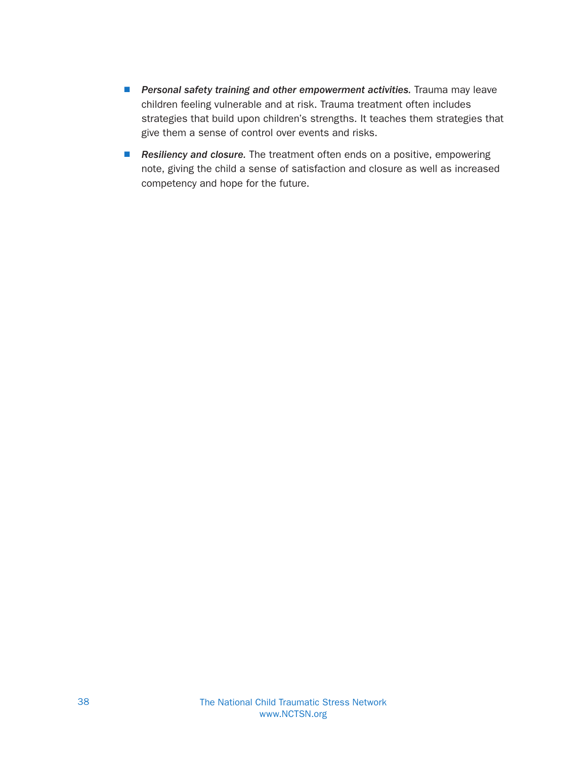- ***Personal safety training and other empowerment activities.*** Trauma may leave children feeling vulnerable and at risk. Trauma treatment often includes strategies that build upon children's strengths. It teaches them strategies that give them a sense of control over events and risks.
- ***Resiliency and closure.*** The treatment often ends on a positive, empowering note, giving the child a sense of satisfaction and closure as well as increased competency and hope for the future.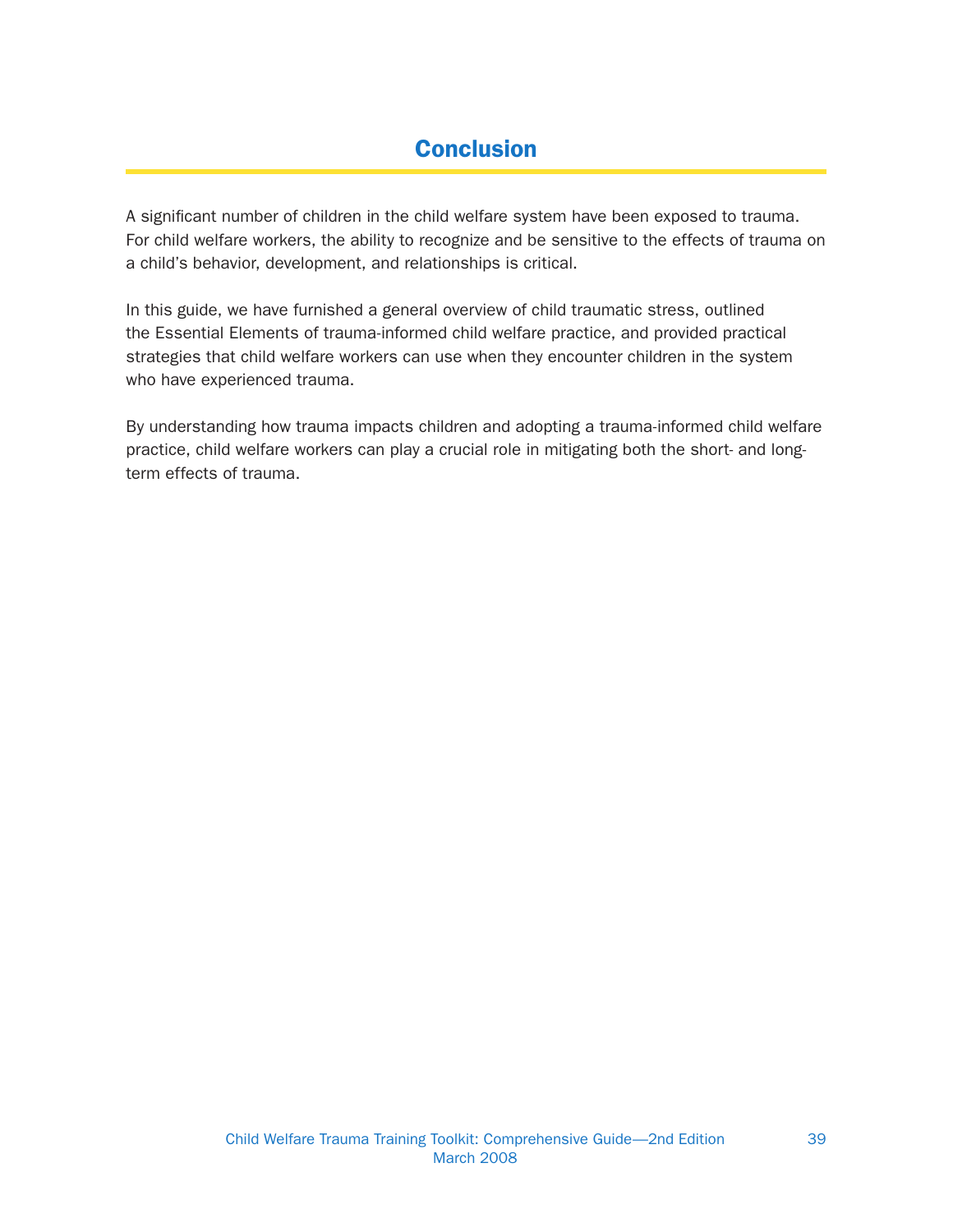# Conclusion

A significant number of children in the child welfare system have been exposed to trauma. For child welfare workers, the ability to recognize and be sensitive to the effects of trauma on a child's behavior, development, and relationships is critical.

In this guide, we have furnished a general overview of child traumatic stress, outlined the Essential Elements of trauma-informed child welfare practice, and provided practical strategies that child welfare workers can use when they encounter children in the system who have experienced trauma.

By understanding how trauma impacts children and adopting a trauma-informed child welfare practice, child welfare workers can play a crucial role in mitigating both the short- and long-term effects of trauma.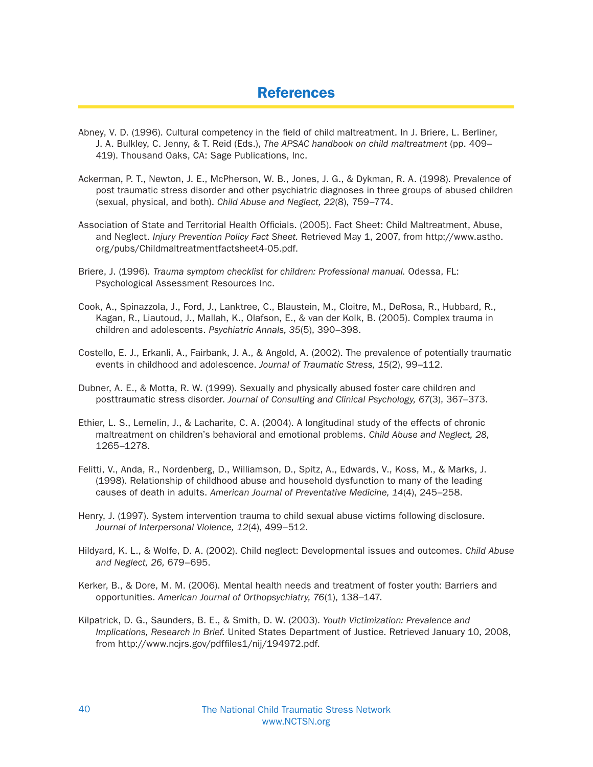# References

Abney, V. D. (1996). Cultural competency in the field of child maltreatment. In J. Briere, L. Berliner, J. A. Bulkley, C. Jenny, & T. Reid (Eds.), *The APSAC handbook on child maltreatment* (pp. 409–419). Thousand Oaks, CA: Sage Publications, Inc.

Ackerman, P. T., Newton, J. E., McPherson, W. B., Jones, J. G., & Dykman, R. A. (1998). Prevalence of post traumatic stress disorder and other psychiatric diagnoses in three groups of abused children (sexual, physical, and both). *Child Abuse and Neglect, 22*(8), 759–774.

Association of State and Territorial Health Officials. (2005). Fact Sheet: Child Maltreatment, Abuse, and Neglect. *Injury Prevention Policy Fact Sheet.* Retrieved May 1, 2007, from http://www.astho.org/pubs/Childmaltreatmentfactsheet4-05.pdf.

Briere, J. (1996). *Trauma symptom checklist for children: Professional manual.* Odessa, FL: Psychological Assessment Resources Inc.

Cook, A., Spinazzola, J., Ford, J., Lanktree, C., Blaustein, M., Cloitre, M., DeRosa, R., Hubbard, R., Kagan, R., Liautoud, J., Mallah, K., Olafson, E., & van der Kolk, B. (2005). Complex trauma in children and adolescents. *Psychiatric Annals, 35*(5), 390–398.

Costello, E. J., Erkanli, A., Fairbank, J. A., & Angold, A. (2002). The prevalence of potentially traumatic events in childhood and adolescence. *Journal of Traumatic Stress, 15*(2), 99–112.

Dubner, A. E., & Motta, R. W. (1999). Sexually and physically abused foster care children and posttraumatic stress disorder. *Journal of Consulting and Clinical Psychology, 67*(3), 367–373.

Ethier, L. S., Lemelin, J., & Lacharite, C. A. (2004). A longitudinal study of the effects of chronic maltreatment on children's behavioral and emotional problems. *Child Abuse and Neglect, 28,* 1265–1278.

Felitti, V., Anda, R., Nordenberg, D., Williamson, D., Spitz, A., Edwards, V., Koss, M., & Marks, J. (1998). Relationship of childhood abuse and household dysfunction to many of the leading causes of death in adults. *American Journal of Preventative Medicine, 14*(4), 245–258.

Henry, J. (1997). System intervention trauma to child sexual abuse victims following disclosure. *Journal of Interpersonal Violence, 12*(4), 499–512.

Hildyard, K. L., & Wolfe, D. A. (2002). Child neglect: Developmental issues and outcomes. *Child Abuse and Neglect, 26,* 679–695.

Kerker, B., & Dore, M. M. (2006). Mental health needs and treatment of foster youth: Barriers and opportunities. *American Journal of Orthopsychiatry, 76*(1), 138–147.

Kilpatrick, D. G., Saunders, B. E., & Smith, D. W. (2003). *Youth Victimization: Prevalence and Implications, Research in Brief.* United States Department of Justice. Retrieved January 10, 2008, from http://www.ncjrs.gov/pdffiles1/nij/194972.pdf.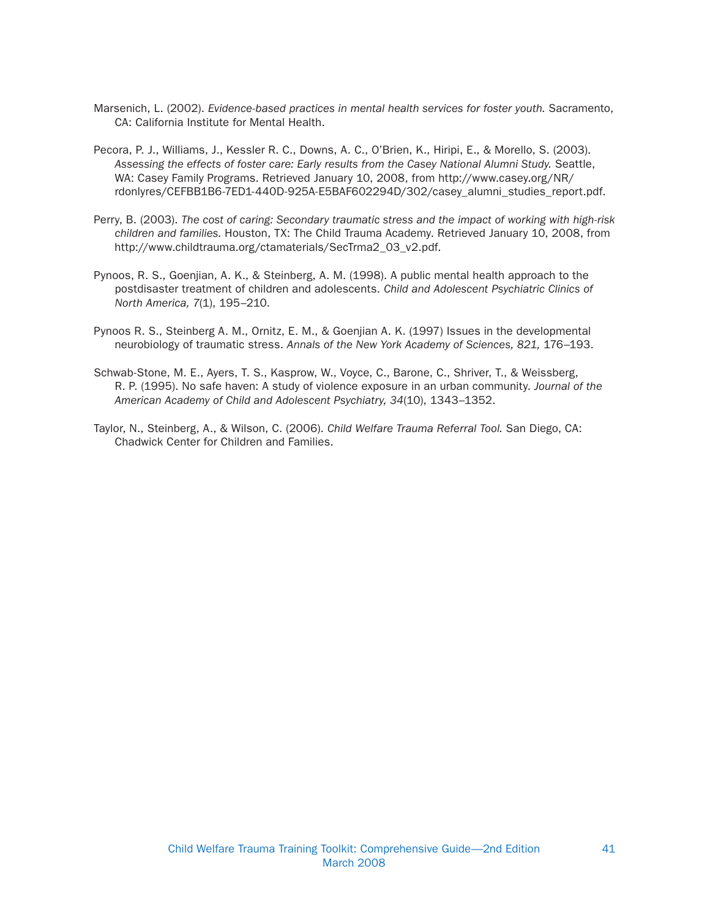Marsenich, L. (2002). *Evidence-based practices in mental health services for foster youth.* Sacramento, CA: California Institute for Mental Health.

Pecora, P. J., Williams, J., Kessler R. C., Downs, A. C., O'Brien, K., Hiripi, E., & Morello, S. (2003). *Assessing the effects of foster care: Early results from the Casey National Alumni Study.* Seattle, WA: Casey Family Programs. Retrieved January 10, 2008, from http://www.casey.org/NR/rdonlyres/CEFBB1B6-7ED1-440D-925A-E5BAF602294D/302/casey_alumni_studies_report.pdf.

Perry, B. (2003). *The cost of caring: Secondary traumatic stress and the impact of working with high-risk children and families.* Houston, TX: The Child Trauma Academy. Retrieved January 10, 2008, from http://www.childtrauma.org/ctamaterials/SecTrma2_03_v2.pdf.

Pynoos, R. S., Goenjian, A. K., & Steinberg, A. M. (1998). A public mental health approach to the postdisaster treatment of children and adolescents. *Child and Adolescent Psychiatric Clinics of North America, 7*(1), 195–210.

Pynoos R. S., Steinberg A. M., Ornitz, E. M., & Goenjian A. K. (1997) Issues in the developmental neurobiology of traumatic stress. *Annals of the New York Academy of Sciences, 821,* 176–193.

Schwab-Stone, M. E., Ayers, T. S., Kasprow, W., Voyce, C., Barone, C., Shriver, T., & Weissberg, R. P. (1995). No safe haven: A study of violence exposure in an urban community. *Journal of the American Academy of Child and Adolescent Psychiatry, 34*(10), 1343–1352.

Taylor, N., Steinberg, A., & Wilson, C. (2006). *Child Welfare Trauma Referral Tool.* San Diego, CA: Chadwick Center for Children and Families.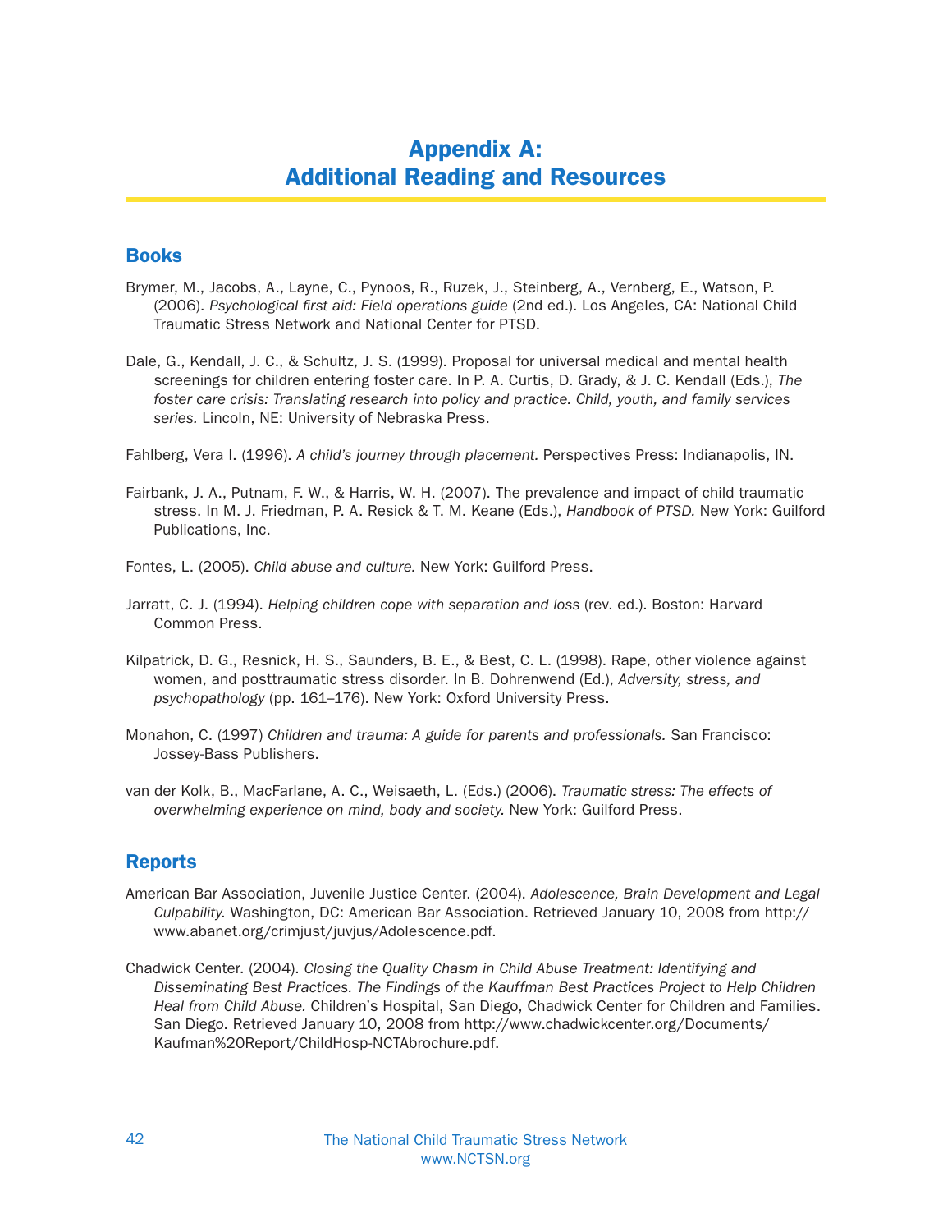# Appendix A: Additional Reading and Resources

## Books

Brymer, M., Jacobs, A., Layne, C., Pynoos, R., Ruzek, J., Steinberg, A., Vernberg, E., Watson, P. (2006). *Psychological first aid: Field operations guide* (2nd ed.). Los Angeles, CA: National Child Traumatic Stress Network and National Center for PTSD.

Dale, G., Kendall, J. C., & Schultz, J. S. (1999). Proposal for universal medical and mental health screenings for children entering foster care. In P. A. Curtis, D. Grady, & J. C. Kendall (Eds.), *The foster care crisis: Translating research into policy and practice. Child, youth, and family services series.* Lincoln, NE: University of Nebraska Press.

Fahlberg, Vera I. (1996). *A child's journey through placement.* Perspectives Press: Indianapolis, IN.

Fairbank, J. A., Putnam, F. W., & Harris, W. H. (2007). The prevalence and impact of child traumatic stress. In M. J. Friedman, P. A. Resick & T. M. Keane (Eds.), *Handbook of PTSD.* New York: Guilford Publications, Inc.

Fontes, L. (2005). *Child abuse and culture.* New York: Guilford Press.

Jarratt, C. J. (1994). *Helping children cope with separation and loss* (rev. ed.). Boston: Harvard Common Press.

Kilpatrick, D. G., Resnick, H. S., Saunders, B. E., & Best, C. L. (1998). Rape, other violence against women, and posttraumatic stress disorder. In B. Dohrenwend (Ed.), *Adversity, stress, and psychopathology* (pp. 161–176). New York: Oxford University Press.

Monahon, C. (1997) *Children and trauma: A guide for parents and professionals.* San Francisco: Jossey-Bass Publishers.

van der Kolk, B., MacFarlane, A. C., Weisaeth, L. (Eds.) (2006). *Traumatic stress: The effects of overwhelming experience on mind, body and society.* New York: Guilford Press.

## Reports

American Bar Association, Juvenile Justice Center. (2004). *Adolescence, Brain Development and Legal Culpability.* Washington, DC: American Bar Association. Retrieved January 10, 2008 from http://www.abanet.org/crimjust/juvjus/Adolescence.pdf.

Chadwick Center. (2004). *Closing the Quality Chasm in Child Abuse Treatment: Identifying and Disseminating Best Practices. The Findings of the Kauffman Best Practices Project to Help Children Heal from Child Abuse.* Children's Hospital, San Diego, Chadwick Center for Children and Families. San Diego. Retrieved January 10, 2008 from http://www.chadwickcenter.org/Documents/Kaufman%20Report/ChildHosp-NCTAbrochure.pdf.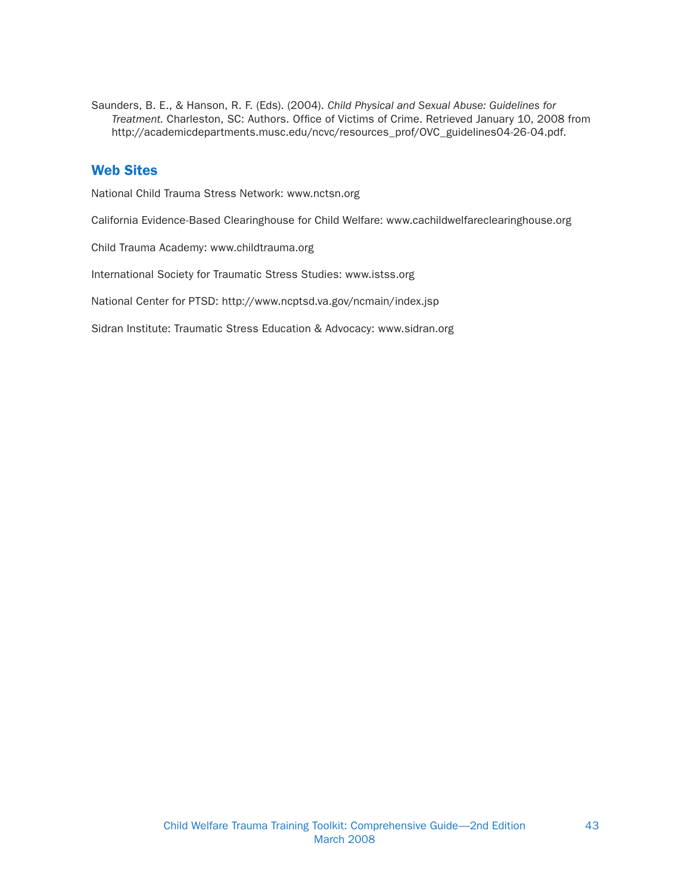Saunders, B. E., & Hanson, R. F. (Eds). (2004). *Child Physical and Sexual Abuse: Guidelines for Treatment.* Charleston, SC: Authors. Office of Victims of Crime. Retrieved January 10, 2008 from http://academicdepartments.musc.edu/ncvc/resources_prof/OVC_guidelines04-26-04.pdf.

## Web Sites

National Child Trauma Stress Network: www.nctsn.org

California Evidence-Based Clearinghouse for Child Welfare: www.cachildwelfareclearinghouse.org

Child Trauma Academy: www.childtrauma.org

International Society for Traumatic Stress Studies: www.istss.org

National Center for PTSD: http://www.ncptsd.va.gov/ncmain/index.jsp

Sidran Institute: Traumatic Stress Education & Advocacy: www.sidran.org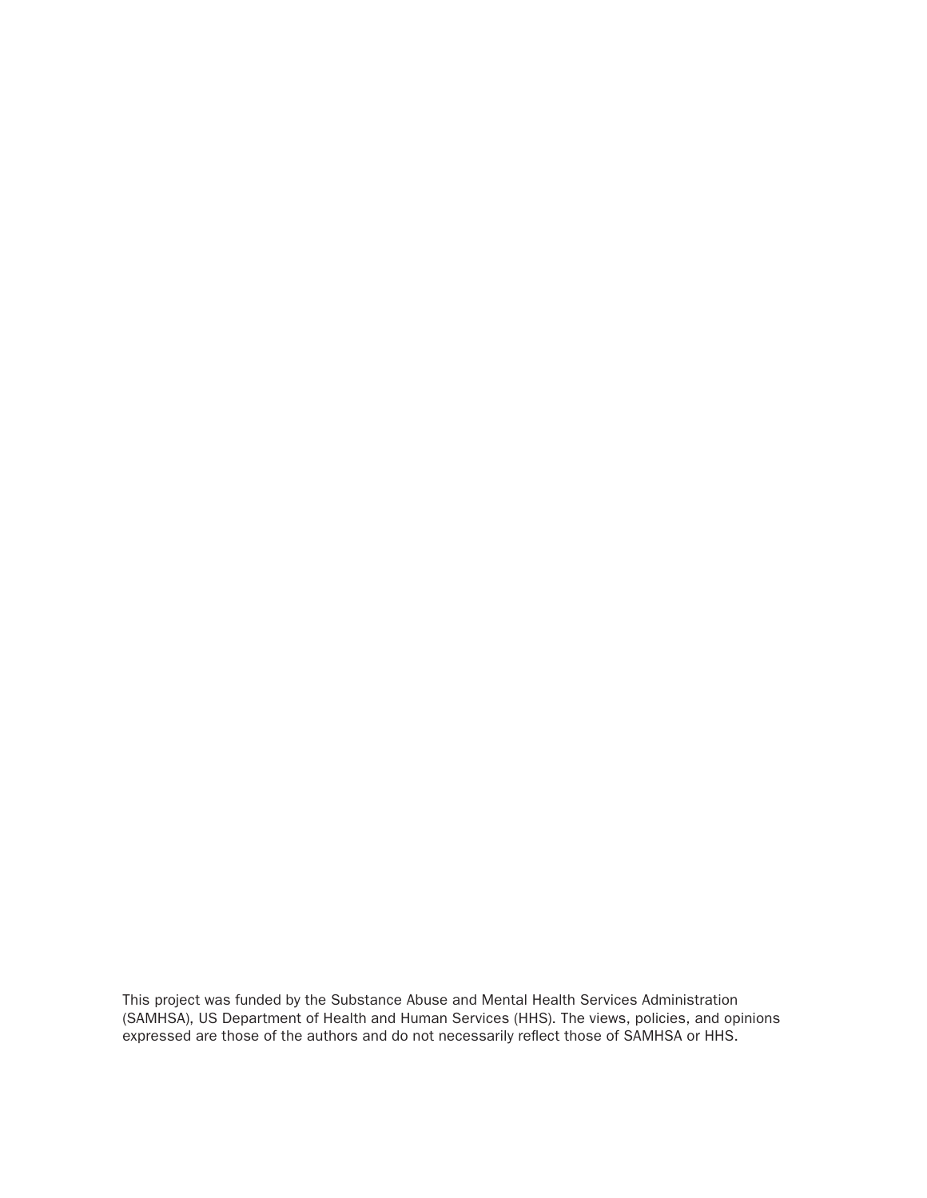This project was funded by the Substance Abuse and Mental Health Services Administration (SAMHSA), US Department of Health and Human Services (HHS). The views, policies, and opinions expressed are those of the authors and do not necessarily reflect those of SAMHSA or HHS.